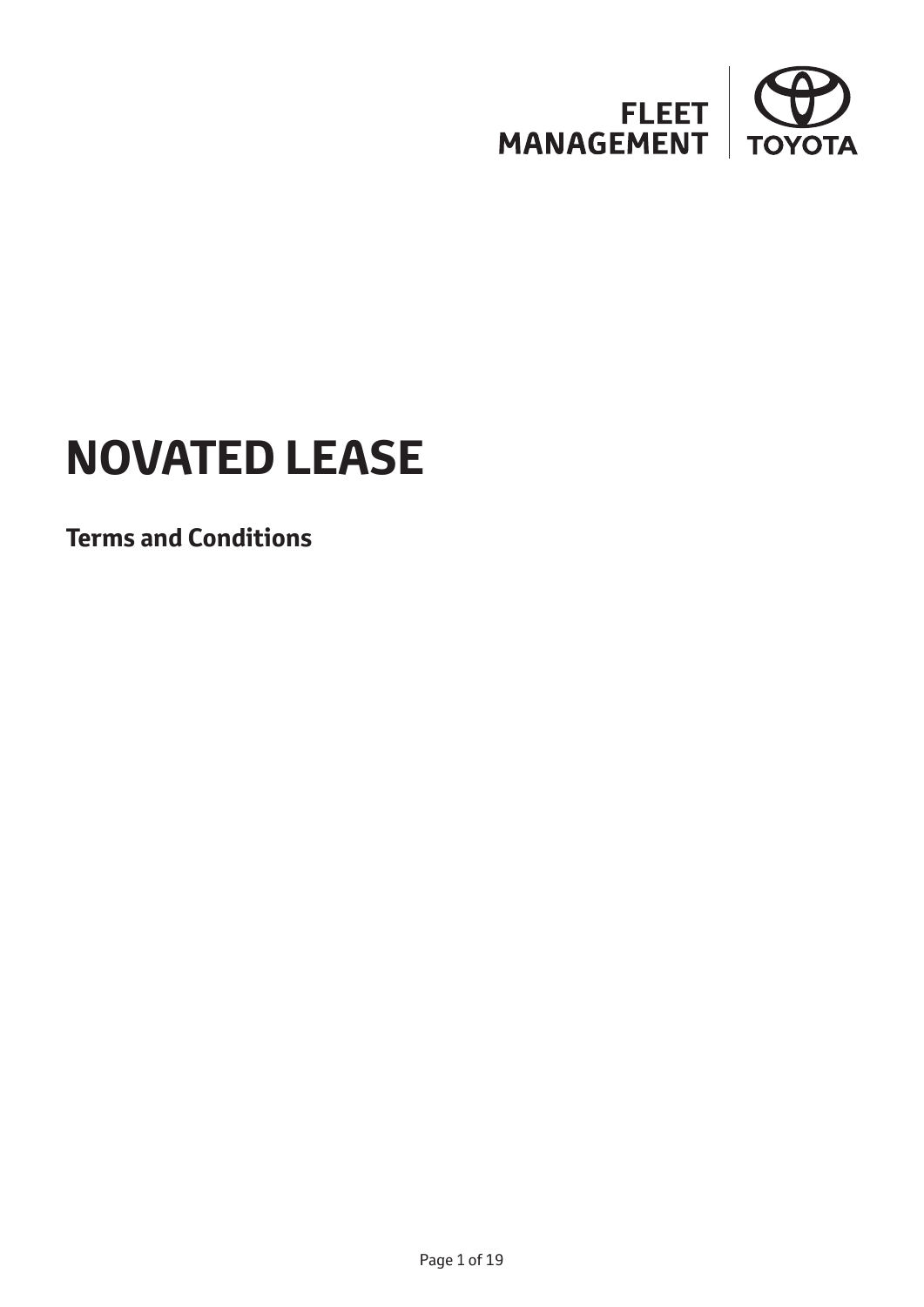FLEET MANAGEMENT | TOYOTA

# NOVATED LEASE

## Terms and Conditions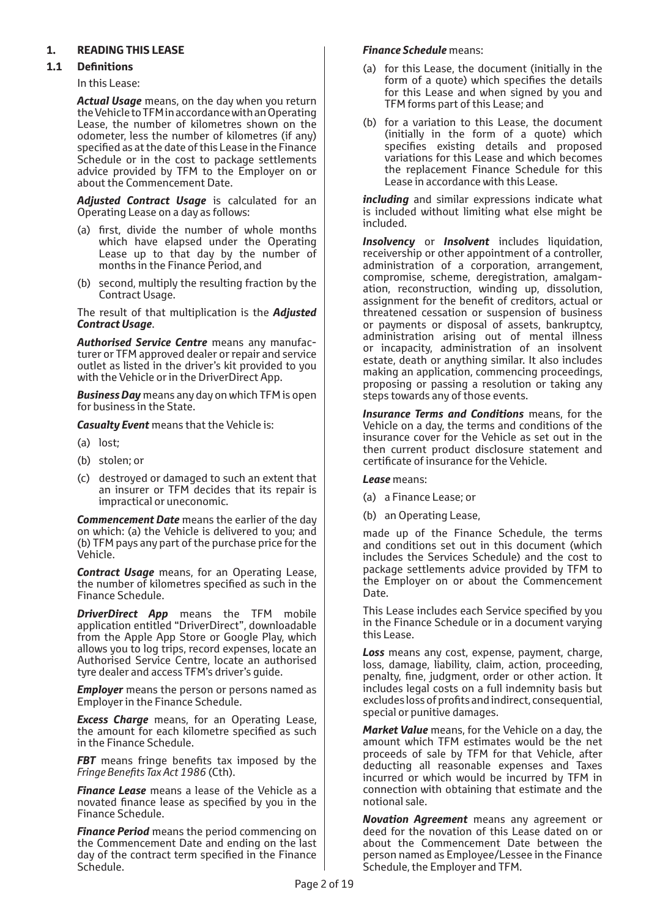## 1. READING THIS LEASE

### 1.1 Definitions

In this Lease:

***Actual Usage*** means, on the day when you return the Vehicle to TFM in accordance with an Operating Lease, the number of kilometres shown on the odometer, less the number of kilometres (if any) specified as at the date of this Lease in the Finance Schedule or in the cost to package settlements advice provided by TFM to the Employer on or about the Commencement Date.

***Adjusted Contract Usage*** is calculated for an Operating Lease on a day as follows:

(a) first, divide the number of whole months which have elapsed under the Operating Lease up to that day by the number of months in the Finance Period, and

(b) second, multiply the resulting fraction by the Contract Usage.

The result of that multiplication is the ***Adjusted Contract Usage***.

***Authorised Service Centre*** means any manufacturer or TFM approved dealer or repair and service outlet as listed in the driver's kit provided to you with the Vehicle or in the DriverDirect App.

***Business Day*** means any day on which TFM is open for business in the State.

***Casualty Event*** means that the Vehicle is:

(a) lost;

(b) stolen; or

(c) destroyed or damaged to such an extent that an insurer or TFM decides that its repair is impractical or uneconomic.

***Commencement Date*** means the earlier of the day on which: (a) the Vehicle is delivered to you; and (b) TFM pays any part of the purchase price for the Vehicle.

***Contract Usage*** means, for an Operating Lease, the number of kilometres specified as such in the Finance Schedule.

***DriverDirect App*** means the TFM mobile application entitled "DriverDirect", downloadable from the Apple App Store or Google Play, which allows you to log trips, record expenses, locate an Authorised Service Centre, locate an authorised tyre dealer and access TFM's driver's guide.

***Employer*** means the person or persons named as Employer in the Finance Schedule.

***Excess Charge*** means, for an Operating Lease, the amount for each kilometre specified as such in the Finance Schedule.

***FBT*** means fringe benefits tax imposed by the *Fringe Benefits Tax Act 1986* (Cth).

***Finance Lease*** means a lease of the Vehicle as a novated finance lease as specified by you in the Finance Schedule.

***Finance Period*** means the period commencing on the Commencement Date and ending on the last day of the contract term specified in the Finance Schedule.

***Finance Schedule*** means:

(a) for this Lease, the document (initially in the form of a quote) which specifies the details for this Lease and when signed by you and TFM forms part of this Lease; and

(b) for a variation to this Lease, the document (initially in the form of a quote) which specifies existing details and proposed variations for this Lease and which becomes the replacement Finance Schedule for this Lease in accordance with this Lease.

***including*** and similar expressions indicate what is included without limiting what else might be included.

***Insolvency*** or ***Insolvent*** includes liquidation, receivership or other appointment of a controller, administration of a corporation, arrangement, compromise, scheme, deregistration, amalgamation, reconstruction, winding up, dissolution, assignment for the benefit of creditors, actual or threatened cessation or suspension of business or payments or disposal of assets, bankruptcy, administration arising out of mental illness or incapacity, administration of an insolvent estate, death or anything similar. It also includes making an application, commencing proceedings, proposing or passing a resolution or taking any steps towards any of those events.

***Insurance Terms and Conditions*** means, for the Vehicle on a day, the terms and conditions of the insurance cover for the Vehicle as set out in the then current product disclosure statement and certificate of insurance for the Vehicle.

***Lease*** means:

(a) a Finance Lease; or

(b) an Operating Lease,

made up of the Finance Schedule, the terms and conditions set out in this document (which includes the Services Schedule) and the cost to package settlements advice provided by TFM to the Employer on or about the Commencement Date.

This Lease includes each Service specified by you in the Finance Schedule or in a document varying this Lease.

***Loss*** means any cost, expense, payment, charge, loss, damage, liability, claim, action, proceeding, penalty, fine, judgment, order or other action. It includes legal costs on a full indemnity basis but excludes loss of profits and indirect, consequential, special or punitive damages.

***Market Value*** means, for the Vehicle on a day, the amount which TFM estimates would be the net proceeds of sale by TFM for that Vehicle, after deducting all reasonable expenses and Taxes incurred or which would be incurred by TFM in connection with obtaining that estimate and the notional sale.

***Novation Agreement*** means any agreement or deed for the novation of this Lease dated on or about the Commencement Date between the person named as Employee/Lessee in the Finance Schedule, the Employer and TFM.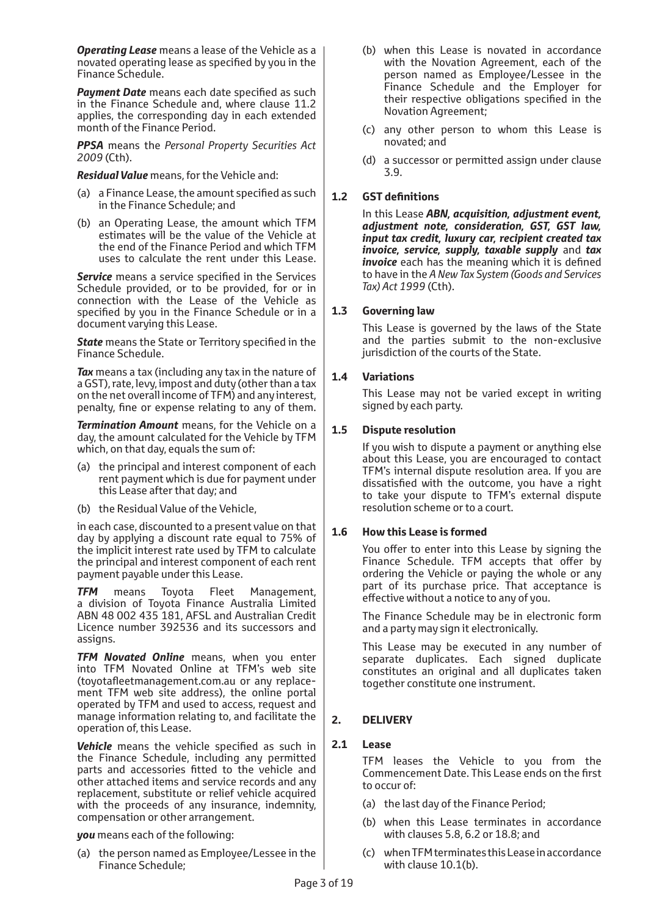***Operating Lease*** means a lease of the Vehicle as a novated operating lease as specified by you in the Finance Schedule.

***Payment Date*** means each date specified as such in the Finance Schedule and, where clause 11.2 applies, the corresponding day in each extended month of the Finance Period.

***PPSA*** means the *Personal Property Securities Act 2009* (Cth).

***Residual Value*** means, for the Vehicle and:

(a) a Finance Lease, the amount specified as such in the Finance Schedule; and

(b) an Operating Lease, the amount which TFM estimates will be the value of the Vehicle at the end of the Finance Period and which TFM uses to calculate the rent under this Lease.

***Service*** means a service specified in the Services Schedule provided, or to be provided, for or in connection with the Lease of the Vehicle as specified by you in the Finance Schedule or in a document varying this Lease.

***State*** means the State or Territory specified in the Finance Schedule.

***Tax*** means a tax (including any tax in the nature of a GST), rate, levy, impost and duty (other than a tax on the net overall income of TFM) and any interest, penalty, fine or expense relating to any of them.

***Termination Amount*** means, for the Vehicle on a day, the amount calculated for the Vehicle by TFM which, on that day, equals the sum of:

(a) the principal and interest component of each rent payment which is due for payment under this Lease after that day; and

(b) the Residual Value of the Vehicle,

in each case, discounted to a present value on that day by applying a discount rate equal to 75% of the implicit interest rate used by TFM to calculate the principal and interest component of each rent payment payable under this Lease.

***TFM*** means Toyota Fleet Management, a division of Toyota Finance Australia Limited ABN 48 002 435 181, AFSL and Australian Credit Licence number 392536 and its successors and assigns.

***TFM Novated Online*** means, when you enter into TFM Novated Online at TFM's web site (toyotafleetmanagement.com.au or any replacement TFM web site address), the online portal operated by TFM and used to access, request and manage information relating to, and facilitate the operation of, this Lease.

***Vehicle*** means the vehicle specified as such in the Finance Schedule, including any permitted parts and accessories fitted to the vehicle and other attached items and service records and any replacement, substitute or relief vehicle acquired with the proceeds of any insurance, indemnity, compensation or other arrangement.

***you*** means each of the following:

(a) the person named as Employee/Lessee in the Finance Schedule;

(b) when this Lease is novated in accordance with the Novation Agreement, each of the person named as Employee/Lessee in the Finance Schedule and the Employer for their respective obligations specified in the Novation Agreement;

(c) any other person to whom this Lease is novated; and

(d) a successor or permitted assign under clause 3.9.

### 1.2 GST definitions

In this Lease ***ABN, acquisition, adjustment event, adjustment note, consideration, GST, GST law, input tax credit, luxury car, recipient created tax invoice, service, supply, taxable supply*** and ***tax invoice*** each has the meaning which it is defined to have in the *A New Tax System (Goods and Services Tax) Act 1999* (Cth).

### 1.3 Governing law

This Lease is governed by the laws of the State and the parties submit to the non-exclusive jurisdiction of the courts of the State.

### 1.4 Variations

This Lease may not be varied except in writing signed by each party.

### 1.5 Dispute resolution

If you wish to dispute a payment or anything else about this Lease, you are encouraged to contact TFM's internal dispute resolution area. If you are dissatisfied with the outcome, you have a right to take your dispute to TFM's external dispute resolution scheme or to a court.

### 1.6 How this Lease is formed

You offer to enter into this Lease by signing the Finance Schedule. TFM accepts that offer by ordering the Vehicle or paying the whole or any part of its purchase price. That acceptance is effective without a notice to any of you.

The Finance Schedule may be in electronic form and a party may sign it electronically.

This Lease may be executed in any number of separate duplicates. Each signed duplicate constitutes an original and all duplicates taken together constitute one instrument.

## 2. DELIVERY

### 2.1 Lease

TFM leases the Vehicle to you from the Commencement Date. This Lease ends on the first to occur of:

(a) the last day of the Finance Period;

(b) when this Lease terminates in accordance with clauses 5.8, 6.2 or 18.8; and

(c) when TFM terminates this Lease in accordance with clause 10.1(b).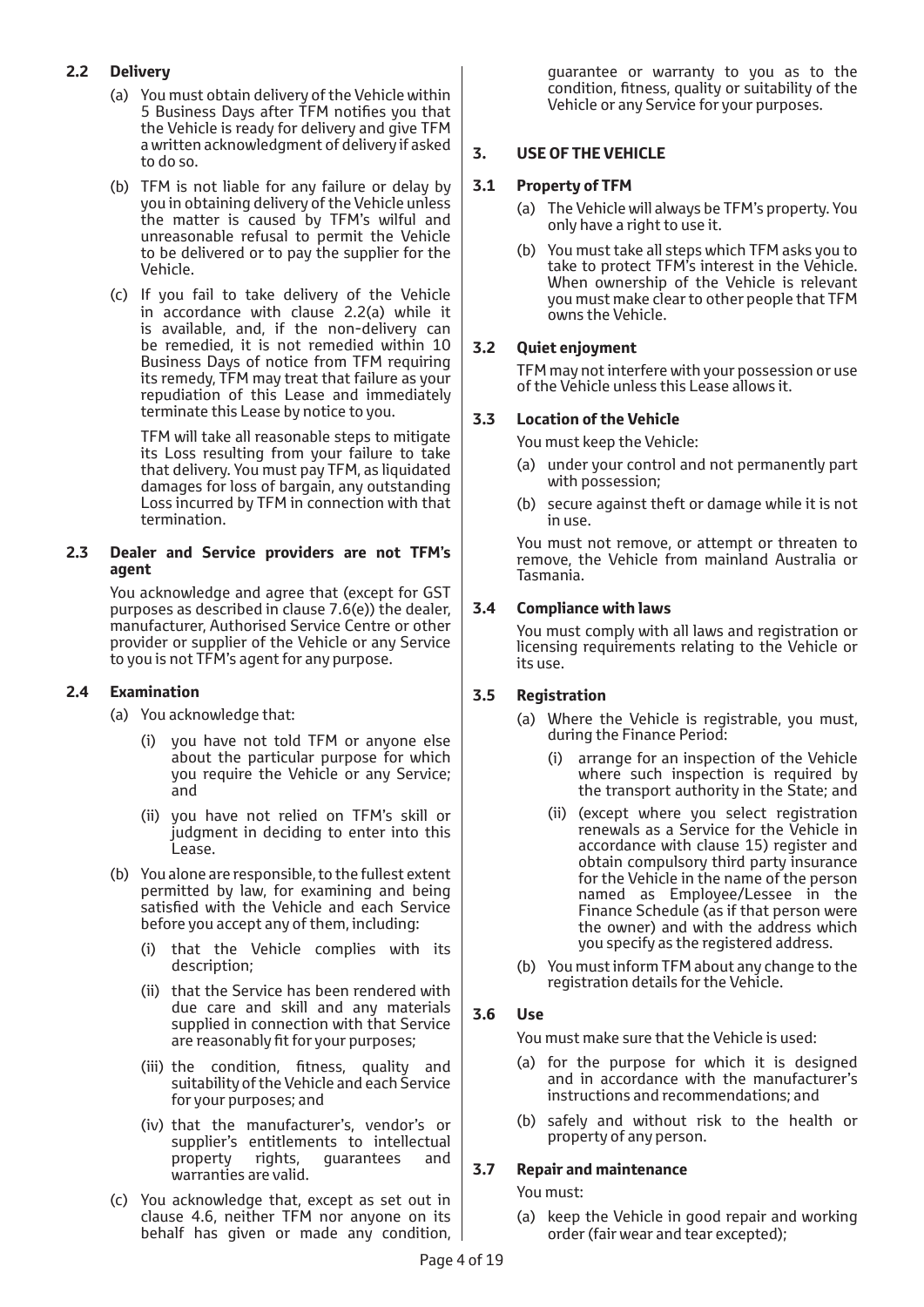### 2.2 Delivery

(a) You must obtain delivery of the Vehicle within 5 Business Days after TFM notifies you that the Vehicle is ready for delivery and give TFM a written acknowledgment of delivery if asked to do so.

(b) TFM is not liable for any failure or delay by you in obtaining delivery of the Vehicle unless the matter is caused by TFM's wilful and unreasonable refusal to permit the Vehicle to be delivered or to pay the supplier for the Vehicle.

(c) If you fail to take delivery of the Vehicle in accordance with clause 2.2(a) while it is available, and, if the non-delivery can be remedied, it is not remedied within 10 Business Days of notice from TFM requiring its remedy, TFM may treat that failure as your repudiation of this Lease and immediately terminate this Lease by notice to you.

TFM will take all reasonable steps to mitigate its Loss resulting from your failure to take that delivery. You must pay TFM, as liquidated damages for loss of bargain, any outstanding Loss incurred by TFM in connection with that termination.

### 2.3 Dealer and Service providers are not TFM's agent

You acknowledge and agree that (except for GST purposes as described in clause 7.6(e)) the dealer, manufacturer, Authorised Service Centre or other provider or supplier of the Vehicle or any Service to you is not TFM's agent for any purpose.

### 2.4 Examination

(a) You acknowledge that:

(i) you have not told TFM or anyone else about the particular purpose for which you require the Vehicle or any Service; and

(ii) you have not relied on TFM's skill or judgment in deciding to enter into this Lease.

(b) You alone are responsible, to the fullest extent permitted by law, for examining and being satisfied with the Vehicle and each Service before you accept any of them, including:

(i) that the Vehicle complies with its description;

(ii) that the Service has been rendered with due care and skill and any materials supplied in connection with that Service are reasonably fit for your purposes;

(iii) the condition, fitness, quality and suitability of the Vehicle and each Service for your purposes; and

(iv) that the manufacturer's, vendor's or supplier's entitlements to intellectual property rights, guarantees and warranties are valid.

(c) You acknowledge that, except as set out in clause 4.6, neither TFM nor anyone on its behalf has given or made any condition, guarantee or warranty to you as to the condition, fitness, quality or suitability of the Vehicle or any Service for your purposes.

## 3. USE OF THE VEHICLE

### 3.1 Property of TFM

(a) The Vehicle will always be TFM's property. You only have a right to use it.

(b) You must take all steps which TFM asks you to take to protect TFM's interest in the Vehicle. When ownership of the Vehicle is relevant you must make clear to other people that TFM owns the Vehicle.

### 3.2 Quiet enjoyment

TFM may not interfere with your possession or use of the Vehicle unless this Lease allows it.

### 3.3 Location of the Vehicle

You must keep the Vehicle:

(a) under your control and not permanently part with possession;

(b) secure against theft or damage while it is not in use.

You must not remove, or attempt or threaten to remove, the Vehicle from mainland Australia or Tasmania.

### 3.4 Compliance with laws

You must comply with all laws and registration or licensing requirements relating to the Vehicle or its use.

### 3.5 Registration

(a) Where the Vehicle is registrable, you must, during the Finance Period:

(i) arrange for an inspection of the Vehicle where such inspection is required by the transport authority in the State; and

(ii) (except where you select registration renewals as a Service for the Vehicle in accordance with clause 15) register and obtain compulsory third party insurance for the Vehicle in the name of the person named as Employee/Lessee in the Finance Schedule (as if that person were the owner) and with the address which you specify as the registered address.

(b) You must inform TFM about any change to the registration details for the Vehicle.

### 3.6 Use

You must make sure that the Vehicle is used:

(a) for the purpose for which it is designed and in accordance with the manufacturer's instructions and recommendations; and

(b) safely and without risk to the health or property of any person.

### 3.7 Repair and maintenance

You must:

(a) keep the Vehicle in good repair and working order (fair wear and tear excepted);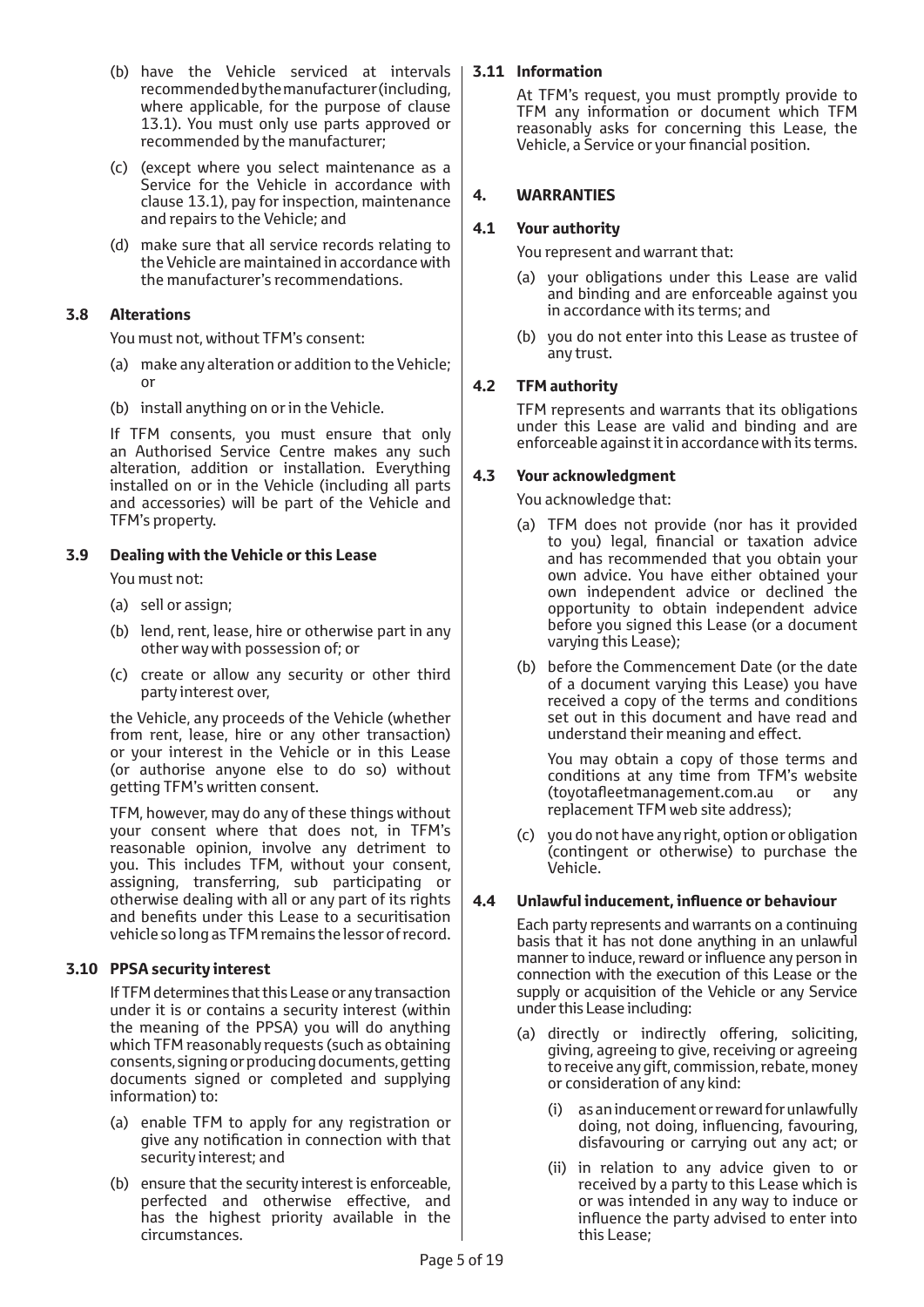(b) have the Vehicle serviced at intervals recommended by the manufacturer (including, where applicable, for the purpose of clause 13.1). You must only use parts approved or recommended by the manufacturer;

(c) (except where you select maintenance as a Service for the Vehicle in accordance with clause 13.1), pay for inspection, maintenance and repairs to the Vehicle; and

(d) make sure that all service records relating to the Vehicle are maintained in accordance with the manufacturer's recommendations.

### 3.8 Alterations

You must not, without TFM's consent:

(a) make any alteration or addition to the Vehicle; or

(b) install anything on or in the Vehicle.

If TFM consents, you must ensure that only an Authorised Service Centre makes any such alteration, addition or installation. Everything installed on or in the Vehicle (including all parts and accessories) will be part of the Vehicle and TFM's property.

### 3.9 Dealing with the Vehicle or this Lease

You must not:

(a) sell or assign;

(b) lend, rent, lease, hire or otherwise part in any other way with possession of; or

(c) create or allow any security or other third party interest over,

the Vehicle, any proceeds of the Vehicle (whether from rent, lease, hire or any other transaction) or your interest in the Vehicle or in this Lease (or authorise anyone else to do so) without getting TFM's written consent.

TFM, however, may do any of these things without your consent where that does not, in TFM's reasonable opinion, involve any detriment to you. This includes TFM, without your consent, assigning, transferring, sub participating or otherwise dealing with all or any part of its rights and benefits under this Lease to a securitisation vehicle so long as TFM remains the lessor of record.

### 3.10 PPSA security interest

If TFM determines that this Lease or any transaction under it is or contains a security interest (within the meaning of the PPSA) you will do anything which TFM reasonably requests (such as obtaining consents, signing or producing documents, getting documents signed or completed and supplying information) to:

(a) enable TFM to apply for any registration or give any notification in connection with that security interest; and

(b) ensure that the security interest is enforceable, perfected and otherwise effective, and has the highest priority available in the circumstances.

### 3.11 Information

At TFM's request, you must promptly provide to TFM any information or document which TFM reasonably asks for concerning this Lease, the Vehicle, a Service or your financial position.

## 4. WARRANTIES

### 4.1 Your authority

You represent and warrant that:

(a) your obligations under this Lease are valid and binding and are enforceable against you in accordance with its terms; and

(b) you do not enter into this Lease as trustee of any trust.

### 4.2 TFM authority

TFM represents and warrants that its obligations under this Lease are valid and binding and are enforceable against it in accordance with its terms.

### 4.3 Your acknowledgment

You acknowledge that:

(a) TFM does not provide (nor has it provided to you) legal, financial or taxation advice and has recommended that you obtain your own advice. You have either obtained your own independent advice or declined the opportunity to obtain independent advice before you signed this Lease (or a document varying this Lease);

(b) before the Commencement Date (or the date of a document varying this Lease) you have received a copy of the terms and conditions set out in this document and have read and understand their meaning and effect.

You may obtain a copy of those terms and conditions at any time from TFM's website (toyotafleetmanagement.com.au or any replacement TFM web site address);

(c) you do not have any right, option or obligation (contingent or otherwise) to purchase the Vehicle.

### 4.4 Unlawful inducement, influence or behaviour

Each party represents and warrants on a continuing basis that it has not done anything in an unlawful manner to induce, reward or influence any person in connection with the execution of this Lease or the supply or acquisition of the Vehicle or any Service under this Lease including:

(a) directly or indirectly offering, soliciting, giving, agreeing to give, receiving or agreeing to receive any gift, commission, rebate, money or consideration of any kind:

(i) as an inducement or reward for unlawfully doing, not doing, influencing, favouring, disfavouring or carrying out any act; or

(ii) in relation to any advice given to or received by a party to this Lease which is or was intended in any way to induce or influence the party advised to enter into this Lease;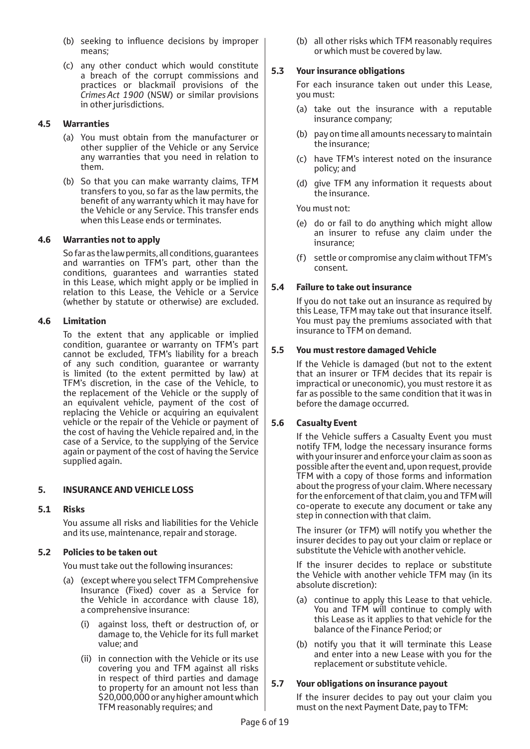(b) seeking to influence decisions by improper means;

(c) any other conduct which would constitute a breach of the corrupt commissions and practices or blackmail provisions of the *Crimes Act 1900* (NSW) or similar provisions in other jurisdictions.

### 4.5 Warranties

(a) You must obtain from the manufacturer or other supplier of the Vehicle or any Service any warranties that you need in relation to them.

(b) So that you can make warranty claims, TFM transfers to you, so far as the law permits, the benefit of any warranty which it may have for the Vehicle or any Service. This transfer ends when this Lease ends or terminates.

### 4.6 Warranties not to apply

So far as the law permits, all conditions, guarantees and warranties on TFM's part, other than the conditions, guarantees and warranties stated in this Lease, which might apply or be implied in relation to this Lease, the Vehicle or a Service (whether by statute or otherwise) are excluded.

### 4.6 Limitation

To the extent that any applicable or implied condition, guarantee or warranty on TFM's part cannot be excluded, TFM's liability for a breach of any such condition, guarantee or warranty is limited (to the extent permitted by law) at TFM's discretion, in the case of the Vehicle, to the replacement of the Vehicle or the supply of an equivalent vehicle, payment of the cost of replacing the Vehicle or acquiring an equivalent vehicle or the repair of the Vehicle or payment of the cost of having the Vehicle repaired and, in the case of a Service, to the supplying of the Service again or payment of the cost of having the Service supplied again.

## 5. INSURANCE AND VEHICLE LOSS

### 5.1 Risks

You assume all risks and liabilities for the Vehicle and its use, maintenance, repair and storage.

### 5.2 Policies to be taken out

You must take out the following insurances:

(a) (except where you select TFM Comprehensive Insurance (Fixed) cover as a Service for the Vehicle in accordance with clause 18), a comprehensive insurance:

- (i) against loss, theft or destruction of, or damage to, the Vehicle for its full market value; and
- (ii) in connection with the Vehicle or its use covering you and TFM against all risks in respect of third parties and damage to property for an amount not less than $20,000,000 or any higher amount which TFM reasonably requires; and

(b) all other risks which TFM reasonably requires or which must be covered by law.

### 5.3 Your insurance obligations

For each insurance taken out under this Lease, you must:

(a) take out the insurance with a reputable insurance company;

(b) pay on time all amounts necessary to maintain the insurance;

(c) have TFM's interest noted on the insurance policy; and

(d) give TFM any information it requests about the insurance.

You must not:

(e) do or fail to do anything which might allow an insurer to refuse any claim under the insurance;

(f) settle or compromise any claim without TFM's consent.

### 5.4 Failure to take out insurance

If you do not take out an insurance as required by this Lease, TFM may take out that insurance itself. You must pay the premiums associated with that insurance to TFM on demand.

### 5.5 You must restore damaged Vehicle

If the Vehicle is damaged (but not to the extent that an insurer or TFM decides that its repair is impractical or uneconomic), you must restore it as far as possible to the same condition that it was in before the damage occurred.

### 5.6 Casualty Event

If the Vehicle suffers a Casualty Event you must notify TFM, lodge the necessary insurance forms with your insurer and enforce your claim as soon as possible after the event and, upon request, provide TFM with a copy of those forms and information about the progress of your claim. Where necessary for the enforcement of that claim, you and TFM will co-operate to execute any document or take any step in connection with that claim.

The insurer (or TFM) will notify you whether the insurer decides to pay out your claim or replace or substitute the Vehicle with another vehicle.

If the insurer decides to replace or substitute the Vehicle with another vehicle TFM may (in its absolute discretion):

(a) continue to apply this Lease to that vehicle. You and TFM will continue to comply with this Lease as it applies to that vehicle for the balance of the Finance Period; or

(b) notify you that it will terminate this Lease and enter into a new Lease with you for the replacement or substitute vehicle.

### 5.7 Your obligations on insurance payout

If the insurer decides to pay out your claim you must on the next Payment Date, pay to TFM: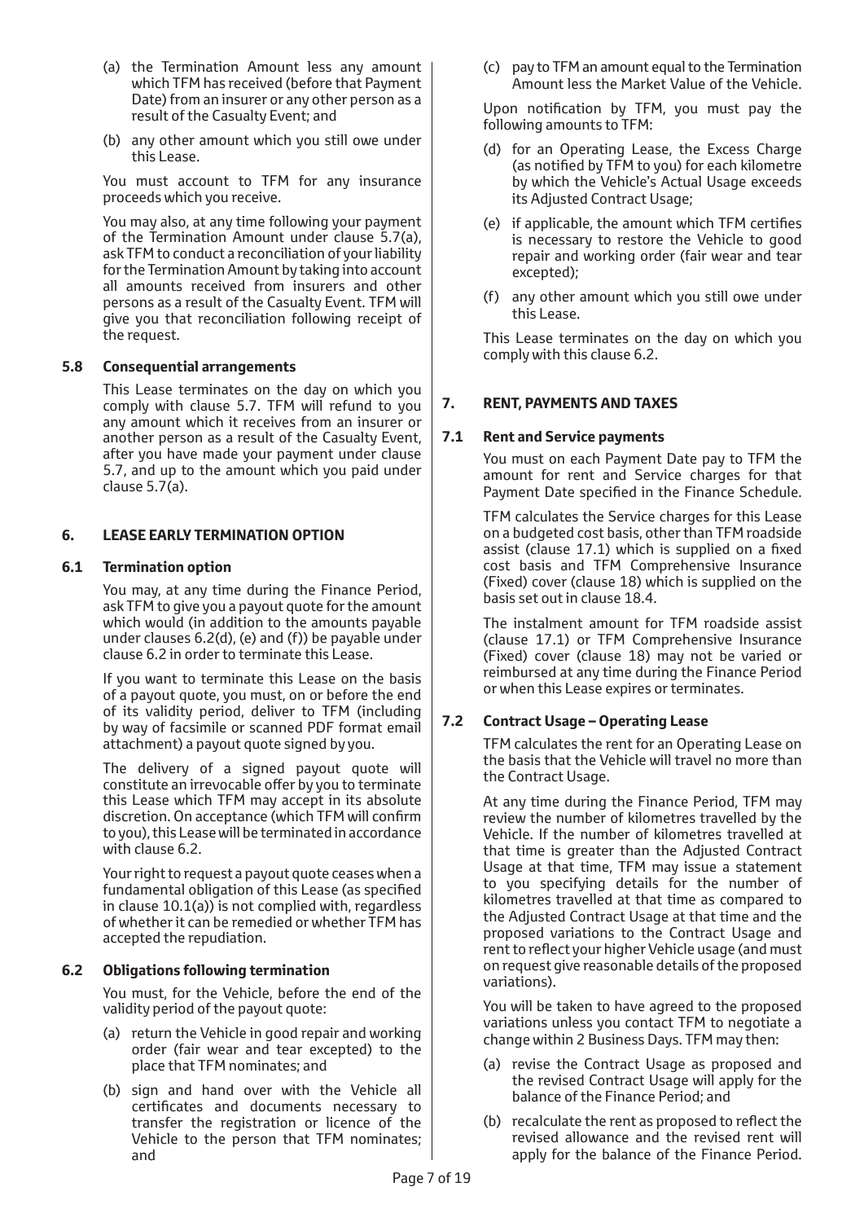(a) the Termination Amount less any amount which TFM has received (before that Payment Date) from an insurer or any other person as a result of the Casualty Event; and

(b) any other amount which you still owe under this Lease.

You must account to TFM for any insurance proceeds which you receive.

You may also, at any time following your payment of the Termination Amount under clause 5.7(a), ask TFM to conduct a reconciliation of your liability for the Termination Amount by taking into account all amounts received from insurers and other persons as a result of the Casualty Event. TFM will give you that reconciliation following receipt of the request.

### 5.8 Consequential arrangements

This Lease terminates on the day on which you comply with clause 5.7. TFM will refund to you any amount which it receives from an insurer or another person as a result of the Casualty Event, after you have made your payment under clause 5.7, and up to the amount which you paid under clause 5.7(a).

## 6. LEASE EARLY TERMINATION OPTION

### 6.1 Termination option

You may, at any time during the Finance Period, ask TFM to give you a payout quote for the amount which would (in addition to the amounts payable under clauses 6.2(d), (e) and (f)) be payable under clause 6.2 in order to terminate this Lease.

If you want to terminate this Lease on the basis of a payout quote, you must, on or before the end of its validity period, deliver to TFM (including by way of facsimile or scanned PDF format email attachment) a payout quote signed by you.

The delivery of a signed payout quote will constitute an irrevocable offer by you to terminate this Lease which TFM may accept in its absolute discretion. On acceptance (which TFM will confirm to you), this Lease will be terminated in accordance with clause 6.2.

Your right to request a payout quote ceases when a fundamental obligation of this Lease (as specified in clause 10.1(a)) is not complied with, regardless of whether it can be remedied or whether TFM has accepted the repudiation.

### 6.2 Obligations following termination

You must, for the Vehicle, before the end of the validity period of the payout quote:

(a) return the Vehicle in good repair and working order (fair wear and tear excepted) to the place that TFM nominates; and

(b) sign and hand over with the Vehicle all certificates and documents necessary to transfer the registration or licence of the Vehicle to the person that TFM nominates; and

(c) pay to TFM an amount equal to the Termination Amount less the Market Value of the Vehicle.

Upon notification by TFM, you must pay the following amounts to TFM:

(d) for an Operating Lease, the Excess Charge (as notified by TFM to you) for each kilometre by which the Vehicle's Actual Usage exceeds its Adjusted Contract Usage;

(e) if applicable, the amount which TFM certifies is necessary to restore the Vehicle to good repair and working order (fair wear and tear excepted);

(f) any other amount which you still owe under this Lease.

This Lease terminates on the day on which you comply with this clause 6.2.

## 7. RENT, PAYMENTS AND TAXES

### 7.1 Rent and Service payments

You must on each Payment Date pay to TFM the amount for rent and Service charges for that Payment Date specified in the Finance Schedule.

TFM calculates the Service charges for this Lease on a budgeted cost basis, other than TFM roadside assist (clause 17.1) which is supplied on a fixed cost basis and TFM Comprehensive Insurance (Fixed) cover (clause 18) which is supplied on the basis set out in clause 18.4.

The instalment amount for TFM roadside assist (clause 17.1) or TFM Comprehensive Insurance (Fixed) cover (clause 18) may not be varied or reimbursed at any time during the Finance Period or when this Lease expires or terminates.

### 7.2 Contract Usage – Operating Lease

TFM calculates the rent for an Operating Lease on the basis that the Vehicle will travel no more than the Contract Usage.

At any time during the Finance Period, TFM may review the number of kilometres travelled by the Vehicle. If the number of kilometres travelled at that time is greater than the Adjusted Contract Usage at that time, TFM may issue a statement to you specifying details for the number of kilometres travelled at that time as compared to the Adjusted Contract Usage at that time and the proposed variations to the Contract Usage and rent to reflect your higher Vehicle usage (and must on request give reasonable details of the proposed variations).

You will be taken to have agreed to the proposed variations unless you contact TFM to negotiate a change within 2 Business Days. TFM may then:

(a) revise the Contract Usage as proposed and the revised Contract Usage will apply for the balance of the Finance Period; and

(b) recalculate the rent as proposed to reflect the revised allowance and the revised rent will apply for the balance of the Finance Period.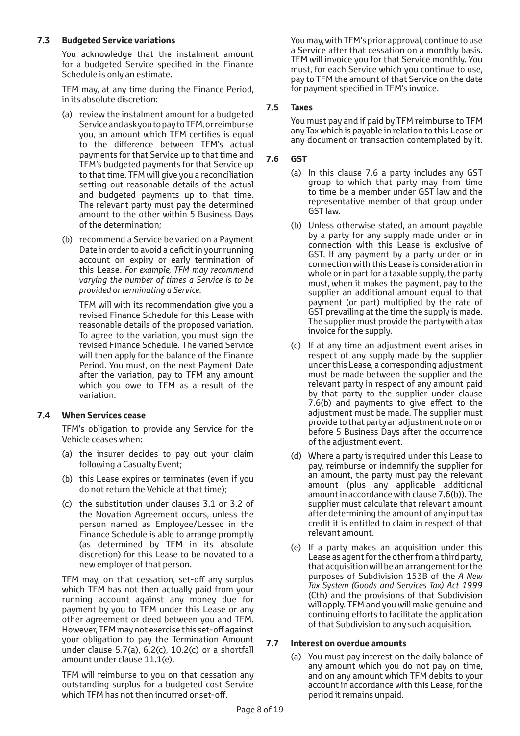### 7.3 Budgeted Service variations

You acknowledge that the instalment amount for a budgeted Service specified in the Finance Schedule is only an estimate.

TFM may, at any time during the Finance Period, in its absolute discretion:

(a) review the instalment amount for a budgeted Service and ask you to pay to TFM, or reimburse you, an amount which TFM certifies is equal to the difference between TFM's actual payments for that Service up to that time and TFM's budgeted payments for that Service up to that time. TFM will give you a reconciliation setting out reasonable details of the actual and budgeted payments up to that time. The relevant party must pay the determined amount to the other within 5 Business Days of the determination;

(b) recommend a Service be varied on a Payment Date in order to avoid a deficit in your running account on expiry or early termination of this Lease. *For example, TFM may recommend varying the number of times a Service is to be provided or terminating a Service.*

TFM will with its recommendation give you a revised Finance Schedule for this Lease with reasonable details of the proposed variation. To agree to the variation, you must sign the revised Finance Schedule. The varied Service will then apply for the balance of the Finance Period. You must, on the next Payment Date after the variation, pay to TFM any amount which you owe to TFM as a result of the variation.

### 7.4 When Services cease

TFM's obligation to provide any Service for the Vehicle ceases when:

(a) the insurer decides to pay out your claim following a Casualty Event;

(b) this Lease expires or terminates (even if you do not return the Vehicle at that time);

(c) the substitution under clauses 3.1 or 3.2 of the Novation Agreement occurs, unless the person named as Employee/Lessee in the Finance Schedule is able to arrange promptly (as determined by TFM in its absolute discretion) for this Lease to be novated to a new employer of that person.

TFM may, on that cessation, set-off any surplus which TFM has not then actually paid from your running account against any money due for payment by you to TFM under this Lease or any other agreement or deed between you and TFM. However, TFM may not exercise this set-off against your obligation to pay the Termination Amount under clause 5.7(a), 6.2(c), 10.2(c) or a shortfall amount under clause 11.1(e).

TFM will reimburse to you on that cessation any outstanding surplus for a budgeted cost Service which TFM has not then incurred or set-off.

You may, with TFM's prior approval, continue to use a Service after that cessation on a monthly basis. TFM will invoice you for that Service monthly. You must, for each Service which you continue to use, pay to TFM the amount of that Service on the date for payment specified in TFM's invoice.

### 7.5 Taxes

You must pay and if paid by TFM reimburse to TFM any Tax which is payable in relation to this Lease or any document or transaction contemplated by it.

### 7.6 GST

(a) In this clause 7.6 a party includes any GST group to which that party may from time to time be a member under GST law and the representative member of that group under GST law.

(b) Unless otherwise stated, an amount payable by a party for any supply made under or in connection with this Lease is exclusive of GST. If any payment by a party under or in connection with this Lease is consideration in whole or in part for a taxable supply, the party must, when it makes the payment, pay to the supplier an additional amount equal to that payment (or part) multiplied by the rate of GST prevailing at the time the supply is made. The supplier must provide the party with a tax invoice for the supply.

(c) If at any time an adjustment event arises in respect of any supply made by the supplier under this Lease, a corresponding adjustment must be made between the supplier and the relevant party in respect of any amount paid by that party to the supplier under clause 7.6(b) and payments to give effect to the adjustment must be made. The supplier must provide to that party an adjustment note on or before 5 Business Days after the occurrence of the adjustment event.

(d) Where a party is required under this Lease to pay, reimburse or indemnify the supplier for an amount, the party must pay the relevant amount (plus any applicable additional amount in accordance with clause 7.6(b)). The supplier must calculate that relevant amount after determining the amount of any input tax credit it is entitled to claim in respect of that relevant amount.

(e) If a party makes an acquisition under this Lease as agent for the other from a third party, that acquisition will be an arrangement for the purposes of Subdivision 153B of the *A New Tax System (Goods and Services Tax) Act 1999* (Cth) and the provisions of that Subdivision will apply. TFM and you will make genuine and continuing efforts to facilitate the application of that Subdivision to any such acquisition.

### 7.7 Interest on overdue amounts

(a) You must pay interest on the daily balance of any amount which you do not pay on time, and on any amount which TFM debits to your account in accordance with this Lease, for the period it remains unpaid.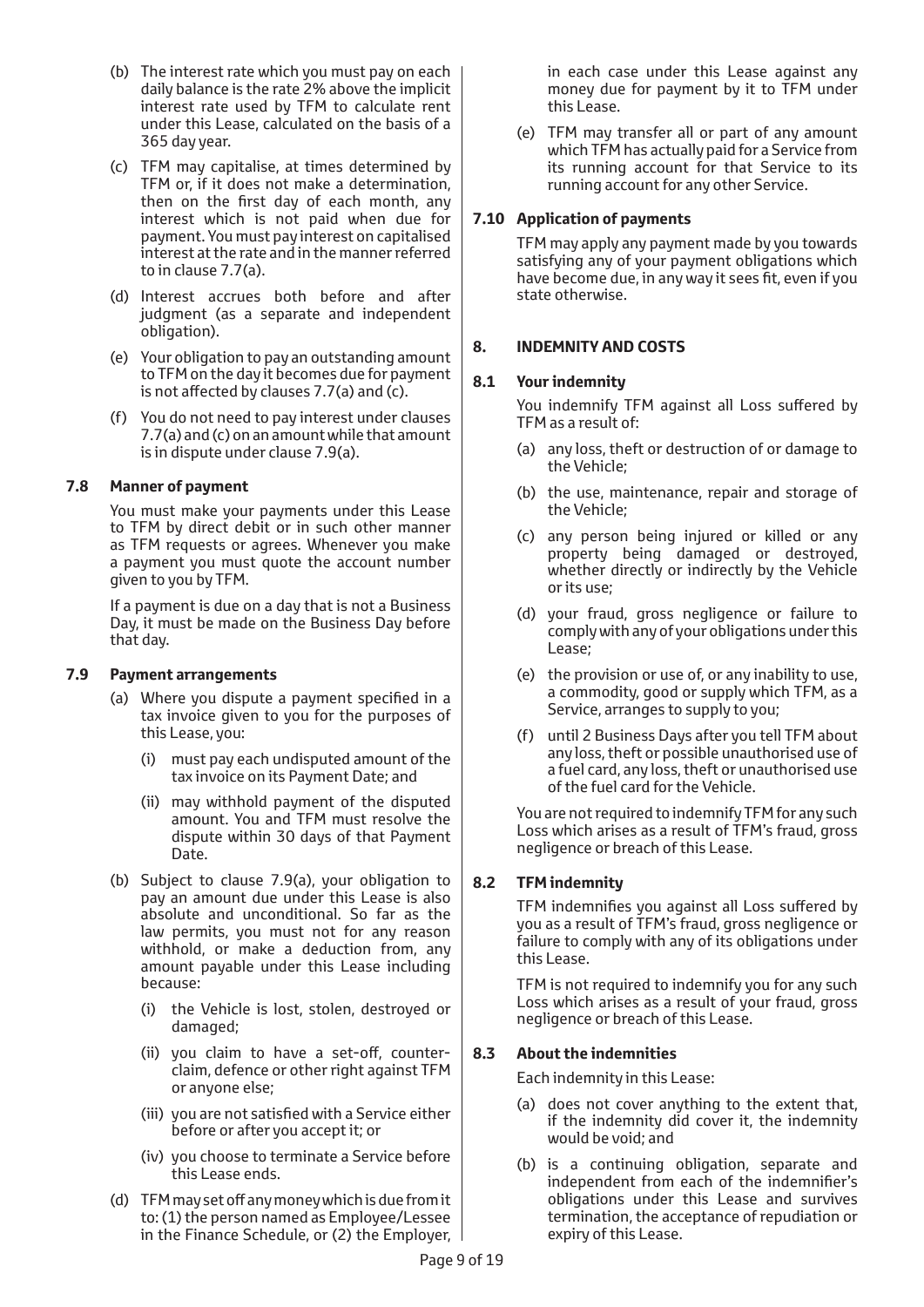(b) The interest rate which you must pay on each daily balance is the rate 2% above the implicit interest rate used by TFM to calculate rent under this Lease, calculated on the basis of a 365 day year.

(c) TFM may capitalise, at times determined by TFM or, if it does not make a determination, then on the first day of each month, any interest which is not paid when due for payment. You must pay interest on capitalised interest at the rate and in the manner referred to in clause 7.7(a).

(d) Interest accrues both before and after judgment (as a separate and independent obligation).

(e) Your obligation to pay an outstanding amount to TFM on the day it becomes due for payment is not affected by clauses 7.7(a) and (c).

(f) You do not need to pay interest under clauses 7.7(a) and (c) on an amount while that amount is in dispute under clause 7.9(a).

### 7.8 Manner of payment

You must make your payments under this Lease to TFM by direct debit or in such other manner as TFM requests or agrees. Whenever you make a payment you must quote the account number given to you by TFM.

If a payment is due on a day that is not a Business Day, it must be made on the Business Day before that day.

### 7.9 Payment arrangements

(a) Where you dispute a payment specified in a tax invoice given to you for the purposes of this Lease, you:

  (i) must pay each undisputed amount of the tax invoice on its Payment Date; and

  (ii) may withhold payment of the disputed amount. You and TFM must resolve the dispute within 30 days of that Payment Date.

(b) Subject to clause 7.9(a), your obligation to pay an amount due under this Lease is also absolute and unconditional. So far as the law permits, you must not for any reason withhold, or make a deduction from, any amount payable under this Lease including because:

  (i) the Vehicle is lost, stolen, destroyed or damaged;

  (ii) you claim to have a set-off, counter-claim, defence or other right against TFM or anyone else;

  (iii) you are not satisfied with a Service either before or after you accept it; or

  (iv) you choose to terminate a Service before this Lease ends.

(d) TFM may set off any money which is due from it to: (1) the person named as Employee/Lessee in the Finance Schedule, or (2) the Employer, in each case under this Lease against any money due for payment by it to TFM under this Lease.

(e) TFM may transfer all or part of any amount which TFM has actually paid for a Service from its running account for that Service to its running account for any other Service.

### 7.10 Application of payments

TFM may apply any payment made by you towards satisfying any of your payment obligations which have become due, in any way it sees fit, even if you state otherwise.

## 8. INDEMNITY AND COSTS

### 8.1 Your indemnity

You indemnify TFM against all Loss suffered by TFM as a result of:

(a) any loss, theft or destruction of or damage to the Vehicle;

(b) the use, maintenance, repair and storage of the Vehicle;

(c) any person being injured or killed or any property being damaged or destroyed, whether directly or indirectly by the Vehicle or its use;

(d) your fraud, gross negligence or failure to comply with any of your obligations under this Lease;

(e) the provision or use of, or any inability to use, a commodity, good or supply which TFM, as a Service, arranges to supply to you;

(f) until 2 Business Days after you tell TFM about any loss, theft or possible unauthorised use of a fuel card, any loss, theft or unauthorised use of the fuel card for the Vehicle.

You are not required to indemnify TFM for any such Loss which arises as a result of TFM's fraud, gross negligence or breach of this Lease.

### 8.2 TFM indemnity

TFM indemnifies you against all Loss suffered by you as a result of TFM's fraud, gross negligence or failure to comply with any of its obligations under this Lease.

TFM is not required to indemnify you for any such Loss which arises as a result of your fraud, gross negligence or breach of this Lease.

### 8.3 About the indemnities

Each indemnity in this Lease:

(a) does not cover anything to the extent that, if the indemnity did cover it, the indemnity would be void; and

(b) is a continuing obligation, separate and independent from each of the indemnifier's obligations under this Lease and survives termination, the acceptance of repudiation or expiry of this Lease.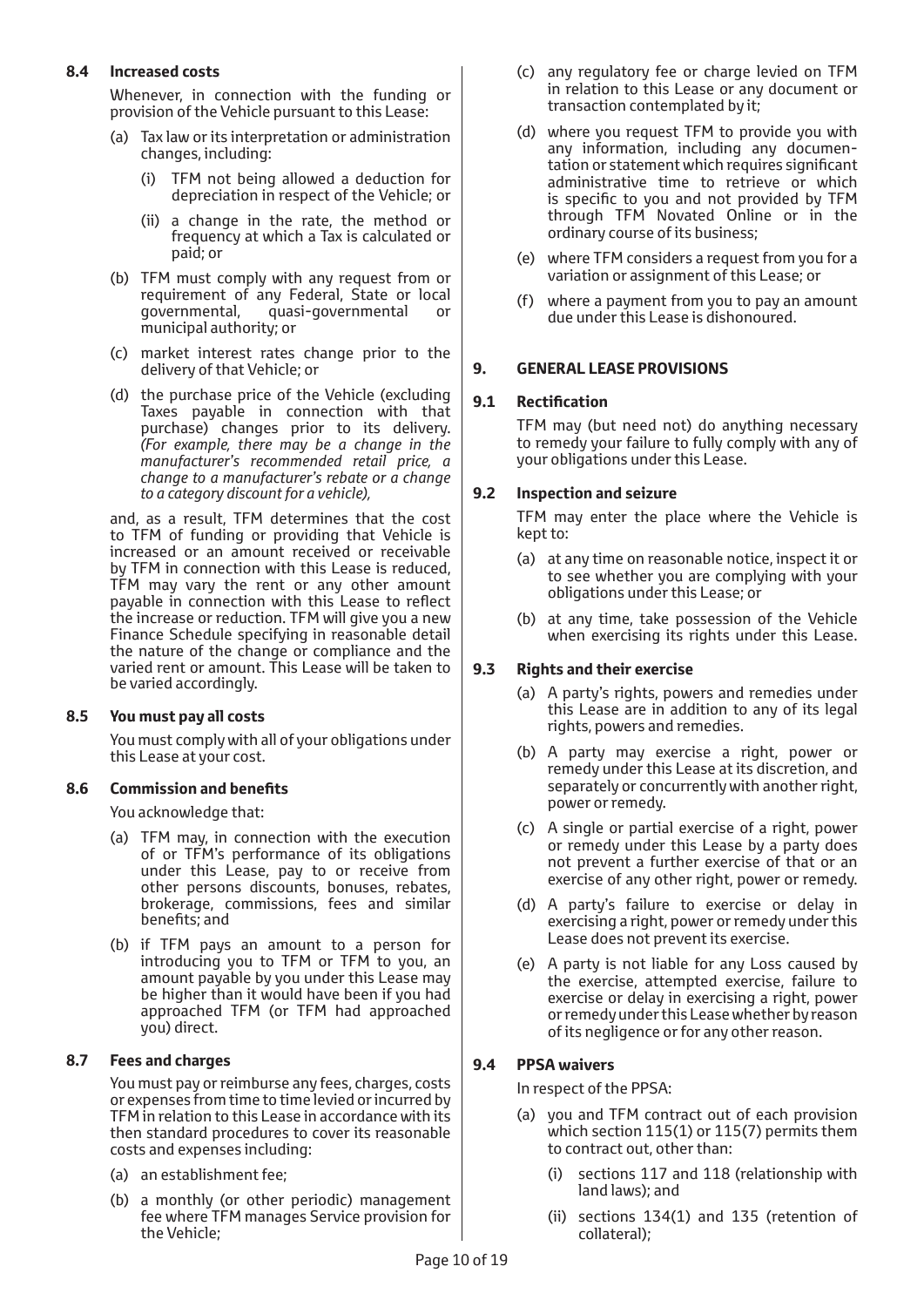### 8.4 Increased costs

Whenever, in connection with the funding or provision of the Vehicle pursuant to this Lease:

(a) Tax law or its interpretation or administration changes, including:

   (i) TFM not being allowed a deduction for depreciation in respect of the Vehicle; or

   (ii) a change in the rate, the method or frequency at which a Tax is calculated or paid; or

(b) TFM must comply with any request from or requirement of any Federal, State or local governmental, quasi-governmental or municipal authority; or

(c) market interest rates change prior to the delivery of that Vehicle; or

(d) the purchase price of the Vehicle (excluding Taxes payable in connection with that purchase) changes prior to its delivery. *(For example, there may be a change in the manufacturer's recommended retail price, a change to a manufacturer's rebate or a change to a category discount for a vehicle),*

and, as a result, TFM determines that the cost to TFM of funding or providing that Vehicle is increased or an amount received or receivable by TFM in connection with this Lease is reduced, TFM may vary the rent or any other amount payable in connection with this Lease to reflect the increase or reduction. TFM will give you a new Finance Schedule specifying in reasonable detail the nature of the change or compliance and the varied rent or amount. This Lease will be taken to be varied accordingly.

### 8.5 You must pay all costs

You must comply with all of your obligations under this Lease at your cost.

### 8.6 Commission and benefits

You acknowledge that:

(a) TFM may, in connection with the execution of or TFM's performance of its obligations under this Lease, pay to or receive from other persons discounts, bonuses, rebates, brokerage, commissions, fees and similar benefits; and

(b) if TFM pays an amount to a person for introducing you to TFM or TFM to you, an amount payable by you under this Lease may be higher than it would have been if you had approached TFM (or TFM had approached you) direct.

### 8.7 Fees and charges

You must pay or reimburse any fees, charges, costs or expenses from time to time levied or incurred by TFM in relation to this Lease in accordance with its then standard procedures to cover its reasonable costs and expenses including:

(a) an establishment fee;

(b) a monthly (or other periodic) management fee where TFM manages Service provision for the Vehicle;

(c) any regulatory fee or charge levied on TFM in relation to this Lease or any document or transaction contemplated by it;

(d) where you request TFM to provide you with any information, including any documentation or statement which requires significant administrative time to retrieve or which is specific to you and not provided by TFM through TFM Novated Online or in the ordinary course of its business;

(e) where TFM considers a request from you for a variation or assignment of this Lease; or

(f) where a payment from you to pay an amount due under this Lease is dishonoured.

## 9. GENERAL LEASE PROVISIONS

### 9.1 Rectification

TFM may (but need not) do anything necessary to remedy your failure to fully comply with any of your obligations under this Lease.

### 9.2 Inspection and seizure

TFM may enter the place where the Vehicle is kept to:

(a) at any time on reasonable notice, inspect it or to see whether you are complying with your obligations under this Lease; or

(b) at any time, take possession of the Vehicle when exercising its rights under this Lease.

### 9.3 Rights and their exercise

(a) A party's rights, powers and remedies under this Lease are in addition to any of its legal rights, powers and remedies.

(b) A party may exercise a right, power or remedy under this Lease at its discretion, and separately or concurrently with another right, power or remedy.

(c) A single or partial exercise of a right, power or remedy under this Lease by a party does not prevent a further exercise of that or an exercise of any other right, power or remedy.

(d) A party's failure to exercise or delay in exercising a right, power or remedy under this Lease does not prevent its exercise.

(e) A party is not liable for any Loss caused by the exercise, attempted exercise, failure to exercise or delay in exercising a right, power or remedy under this Lease whether by reason of its negligence or for any other reason.

### 9.4 PPSA waivers

In respect of the PPSA:

(a) you and TFM contract out of each provision which section 115(1) or 115(7) permits them to contract out, other than:

   (i) sections 117 and 118 (relationship with land laws); and

   (ii) sections 134(1) and 135 (retention of collateral);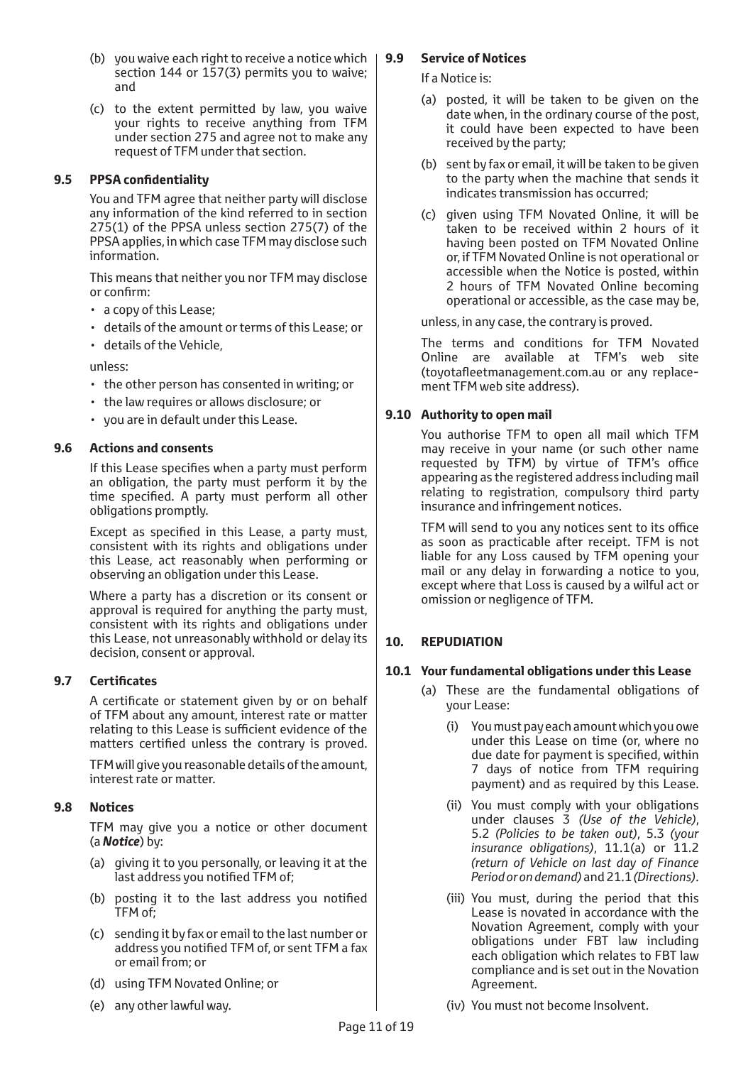(b) you waive each right to receive a notice which section 144 or 157(3) permits you to waive; and

(c) to the extent permitted by law, you waive your rights to receive anything from TFM under section 275 and agree not to make any request of TFM under that section.

### 9.5 PPSA confidentiality

You and TFM agree that neither party will disclose any information of the kind referred to in section 275(1) of the PPSA unless section 275(7) of the PPSA applies, in which case TFM may disclose such information.

This means that neither you nor TFM may disclose or confirm:

- a copy of this Lease;
- details of the amount or terms of this Lease; or
- details of the Vehicle,

unless:

- the other person has consented in writing; or
- the law requires or allows disclosure; or
- you are in default under this Lease.

### 9.6 Actions and consents

If this Lease specifies when a party must perform an obligation, the party must perform it by the time specified. A party must perform all other obligations promptly.

Except as specified in this Lease, a party must, consistent with its rights and obligations under this Lease, act reasonably when performing or observing an obligation under this Lease.

Where a party has a discretion or its consent or approval is required for anything the party must, consistent with its rights and obligations under this Lease, not unreasonably withhold or delay its decision, consent or approval.

### 9.7 Certificates

A certificate or statement given by or on behalf of TFM about any amount, interest rate or matter relating to this Lease is sufficient evidence of the matters certified unless the contrary is proved.

TFM will give you reasonable details of the amount, interest rate or matter.

### 9.8 Notices

TFM may give you a notice or other document (a ***Notice***) by:

(a) giving it to you personally, or leaving it at the last address you notified TFM of;

(b) posting it to the last address you notified TFM of;

(c) sending it by fax or email to the last number or address you notified TFM of, or sent TFM a fax or email from; or

(d) using TFM Novated Online; or

(e) any other lawful way.

### 9.9 Service of Notices

If a Notice is:

(a) posted, it will be taken to be given on the date when, in the ordinary course of the post, it could have been expected to have been received by the party;

(b) sent by fax or email, it will be taken to be given to the party when the machine that sends it indicates transmission has occurred;

(c) given using TFM Novated Online, it will be taken to be received within 2 hours of it having been posted on TFM Novated Online or, if TFM Novated Online is not operational or accessible when the Notice is posted, within 2 hours of TFM Novated Online becoming operational or accessible, as the case may be,

unless, in any case, the contrary is proved.

The terms and conditions for TFM Novated Online are available at TFM's web site (toyotafleetmanagement.com.au or any replacement TFM web site address).

### 9.10 Authority to open mail

You authorise TFM to open all mail which TFM may receive in your name (or such other name requested by TFM) by virtue of TFM's office appearing as the registered address including mail relating to registration, compulsory third party insurance and infringement notices.

TFM will send to you any notices sent to its office as soon as practicable after receipt. TFM is not liable for any Loss caused by TFM opening your mail or any delay in forwarding a notice to you, except where that Loss is caused by a wilful act or omission or negligence of TFM.

## 10. REPUDIATION

### 10.1 Your fundamental obligations under this Lease

(a) These are the fundamental obligations of your Lease:

(i) You must pay each amount which you owe under this Lease on time (or, where no due date for payment is specified, within 7 days of notice from TFM requiring payment) and as required by this Lease.

(ii) You must comply with your obligations under clauses 3 *(Use of the Vehicle)*, 5.2 *(Policies to be taken out)*, 5.3 *(your insurance obligations)*, 11.1(a) or 11.2 *(return of Vehicle on last day of Finance Period or on demand)* and 21.1 *(Directions)*.

(iii) You must, during the period that this Lease is novated in accordance with the Novation Agreement, comply with your obligations under FBT law including each obligation which relates to FBT law compliance and is set out in the Novation Agreement.

(iv) You must not become Insolvent.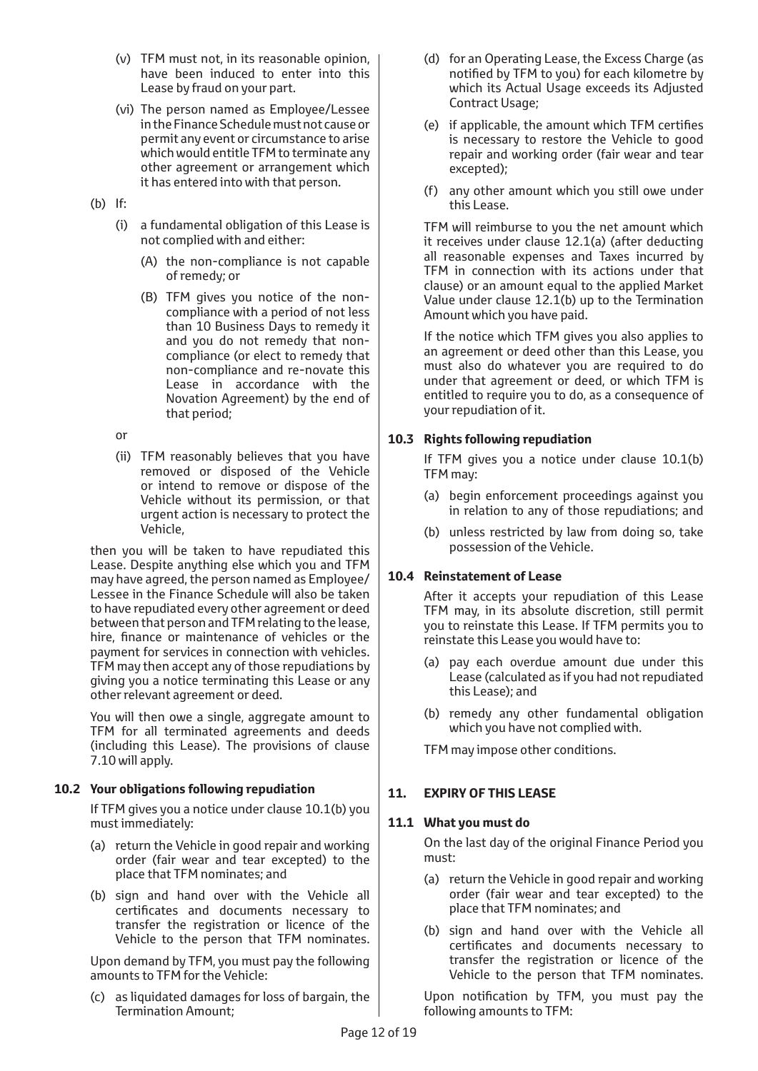(v) TFM must not, in its reasonable opinion, have been induced to enter into this Lease by fraud on your part.

(vi) The person named as Employee/Lessee in the Finance Schedule must not cause or permit any event or circumstance to arise which would entitle TFM to terminate any other agreement or arrangement which it has entered into with that person.

(b) If:

(i) a fundamental obligation of this Lease is not complied with and either:

(A) the non-compliance is not capable of remedy; or

(B) TFM gives you notice of the non-compliance with a period of not less than 10 Business Days to remedy it and you do not remedy that non-compliance (or elect to remedy that non-compliance and re-novate this Lease in accordance with the Novation Agreement) by the end of that period;

or

(ii) TFM reasonably believes that you have removed or disposed of the Vehicle or intend to remove or dispose of the Vehicle without its permission, or that urgent action is necessary to protect the Vehicle,

then you will be taken to have repudiated this Lease. Despite anything else which you and TFM may have agreed, the person named as Employee/Lessee in the Finance Schedule will also be taken to have repudiated every other agreement or deed between that person and TFM relating to the lease, hire, finance or maintenance of vehicles or the payment for services in connection with vehicles. TFM may then accept any of those repudiations by giving you a notice terminating this Lease or any other relevant agreement or deed.

You will then owe a single, aggregate amount to TFM for all terminated agreements and deeds (including this Lease). The provisions of clause 7.10 will apply.

### 10.2 Your obligations following repudiation

If TFM gives you a notice under clause 10.1(b) you must immediately:

(a) return the Vehicle in good repair and working order (fair wear and tear excepted) to the place that TFM nominates; and

(b) sign and hand over with the Vehicle all certificates and documents necessary to transfer the registration or licence of the Vehicle to the person that TFM nominates.

Upon demand by TFM, you must pay the following amounts to TFM for the Vehicle:

(c) as liquidated damages for loss of bargain, the Termination Amount;

(d) for an Operating Lease, the Excess Charge (as notified by TFM to you) for each kilometre by which its Actual Usage exceeds its Adjusted Contract Usage;

(e) if applicable, the amount which TFM certifies is necessary to restore the Vehicle to good repair and working order (fair wear and tear excepted);

(f) any other amount which you still owe under this Lease.

TFM will reimburse to you the net amount which it receives under clause 12.1(a) (after deducting all reasonable expenses and Taxes incurred by TFM in connection with its actions under that clause) or an amount equal to the applied Market Value under clause 12.1(b) up to the Termination Amount which you have paid.

If the notice which TFM gives you also applies to an agreement or deed other than this Lease, you must also do whatever you are required to do under that agreement or deed, or which TFM is entitled to require you to do, as a consequence of your repudiation of it.

### 10.3 Rights following repudiation

If TFM gives you a notice under clause 10.1(b) TFM may:

(a) begin enforcement proceedings against you in relation to any of those repudiations; and

(b) unless restricted by law from doing so, take possession of the Vehicle.

### 10.4 Reinstatement of Lease

After it accepts your repudiation of this Lease TFM may, in its absolute discretion, still permit you to reinstate this Lease. If TFM permits you to reinstate this Lease you would have to:

(a) pay each overdue amount due under this Lease (calculated as if you had not repudiated this Lease); and

(b) remedy any other fundamental obligation which you have not complied with.

TFM may impose other conditions.

## 11. EXPIRY OF THIS LEASE

### 11.1 What you must do

On the last day of the original Finance Period you must:

(a) return the Vehicle in good repair and working order (fair wear and tear excepted) to the place that TFM nominates; and

(b) sign and hand over with the Vehicle all certificates and documents necessary to transfer the registration or licence of the Vehicle to the person that TFM nominates.

Upon notification by TFM, you must pay the following amounts to TFM: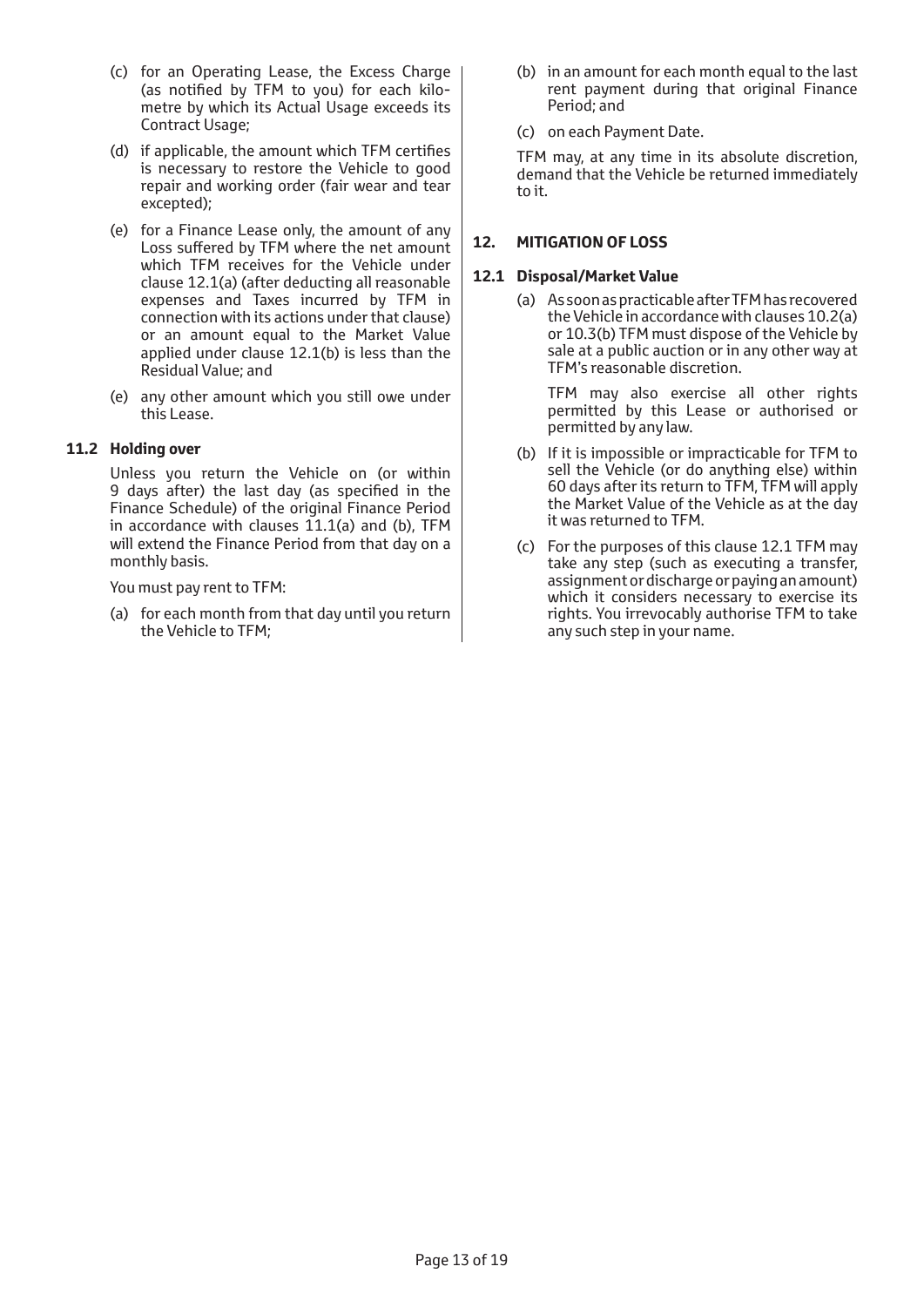(c) for an Operating Lease, the Excess Charge (as notified by TFM to you) for each kilometre by which its Actual Usage exceeds its Contract Usage;

(d) if applicable, the amount which TFM certifies is necessary to restore the Vehicle to good repair and working order (fair wear and tear excepted);

(e) for a Finance Lease only, the amount of any Loss suffered by TFM where the net amount which TFM receives for the Vehicle under clause 12.1(a) (after deducting all reasonable expenses and Taxes incurred by TFM in connection with its actions under that clause) or an amount equal to the Market Value applied under clause 12.1(b) is less than the Residual Value; and

(e) any other amount which you still owe under this Lease.

### 11.2 Holding over

Unless you return the Vehicle on (or within 9 days after) the last day (as specified in the Finance Schedule) of the original Finance Period in accordance with clauses 11.1(a) and (b), TFM will extend the Finance Period from that day on a monthly basis.

You must pay rent to TFM:

(a) for each month from that day until you return the Vehicle to TFM;

(b) in an amount for each month equal to the last rent payment during that original Finance Period; and

(c) on each Payment Date.

TFM may, at any time in its absolute discretion, demand that the Vehicle be returned immediately to it.

## 12. MITIGATION OF LOSS

### 12.1 Disposal/Market Value

(a) As soon as practicable after TFM has recovered the Vehicle in accordance with clauses 10.2(a) or 10.3(b) TFM must dispose of the Vehicle by sale at a public auction or in any other way at TFM's reasonable discretion.

TFM may also exercise all other rights permitted by this Lease or authorised or permitted by any law.

(b) If it is impossible or impracticable for TFM to sell the Vehicle (or do anything else) within 60 days after its return to TFM, TFM will apply the Market Value of the Vehicle as at the day it was returned to TFM.

(c) For the purposes of this clause 12.1 TFM may take any step (such as executing a transfer, assignment or discharge or paying an amount) which it considers necessary to exercise its rights. You irrevocably authorise TFM to take any such step in your name.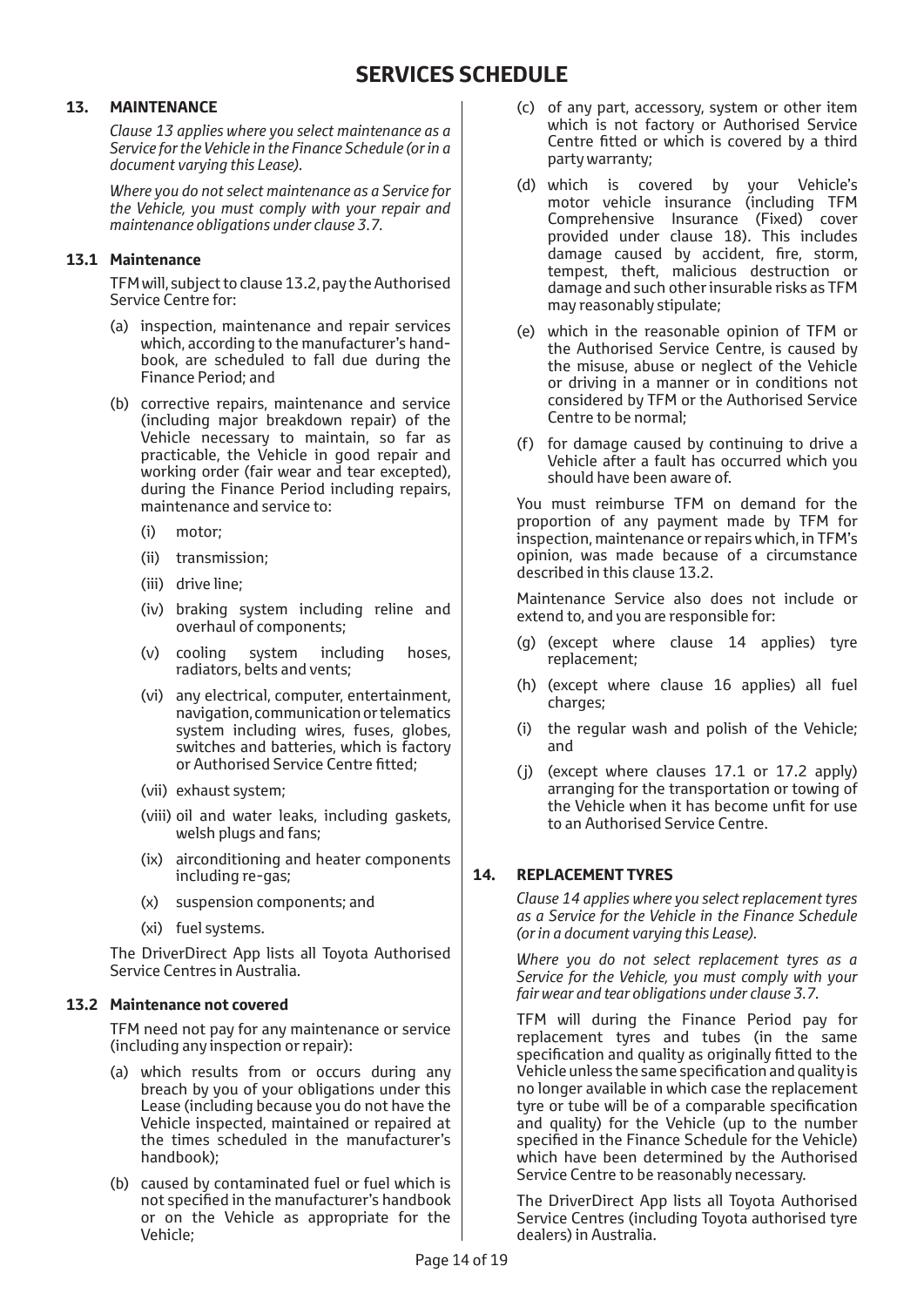# SERVICES SCHEDULE

## 13. MAINTENANCE

*Clause 13 applies where you select maintenance as a Service for the Vehicle in the Finance Schedule (or in a document varying this Lease).*

*Where you do not select maintenance as a Service for the Vehicle, you must comply with your repair and maintenance obligations under clause 3.7.*

### 13.1 Maintenance

TFM will, subject to clause 13.2, pay the Authorised Service Centre for:

(a) inspection, maintenance and repair services which, according to the manufacturer's handbook, are scheduled to fall due during the Finance Period; and

(b) corrective repairs, maintenance and service (including major breakdown repair) of the Vehicle necessary to maintain, so far as practicable, the Vehicle in good repair and working order (fair wear and tear excepted), during the Finance Period including repairs, maintenance and service to:

(i) motor;

(ii) transmission;

(iii) drive line;

(iv) braking system including reline and overhaul of components;

(v) cooling system including hoses, radiators, belts and vents;

(vi) any electrical, computer, entertainment, navigation, communication or telematics system including wires, fuses, globes, switches and batteries, which is factory or Authorised Service Centre fitted;

(vii) exhaust system;

(viii) oil and water leaks, including gaskets, welsh plugs and fans;

(ix) airconditioning and heater components including re-gas;

(x) suspension components; and

(xi) fuel systems.

The DriverDirect App lists all Toyota Authorised Service Centres in Australia.

### 13.2 Maintenance not covered

TFM need not pay for any maintenance or service (including any inspection or repair):

(a) which results from or occurs during any breach by you of your obligations under this Lease (including because you do not have the Vehicle inspected, maintained or repaired at the times scheduled in the manufacturer's handbook);

(b) caused by contaminated fuel or fuel which is not specified in the manufacturer's handbook or on the Vehicle as appropriate for the Vehicle;

(c) of any part, accessory, system or other item which is not factory or Authorised Service Centre fitted or which is covered by a third party warranty;

(d) which is covered by your Vehicle's motor vehicle insurance (including TFM Comprehensive Insurance (Fixed) cover provided under clause 18). This includes damage caused by accident, fire, storm, tempest, theft, malicious destruction or damage and such other insurable risks as TFM may reasonably stipulate;

(e) which in the reasonable opinion of TFM or the Authorised Service Centre, is caused by the misuse, abuse or neglect of the Vehicle or driving in a manner or in conditions not considered by TFM or the Authorised Service Centre to be normal;

(f) for damage caused by continuing to drive a Vehicle after a fault has occurred which you should have been aware of.

You must reimburse TFM on demand for the proportion of any payment made by TFM for inspection, maintenance or repairs which, in TFM's opinion, was made because of a circumstance described in this clause 13.2.

Maintenance Service also does not include or extend to, and you are responsible for:

(g) (except where clause 14 applies) tyre replacement;

(h) (except where clause 16 applies) all fuel charges;

(i) the regular wash and polish of the Vehicle; and

(j) (except where clauses 17.1 or 17.2 apply) arranging for the transportation or towing of the Vehicle when it has become unfit for use to an Authorised Service Centre.

## 14. REPLACEMENT TYRES

*Clause 14 applies where you select replacement tyres as a Service for the Vehicle in the Finance Schedule (or in a document varying this Lease).*

*Where you do not select replacement tyres as a Service for the Vehicle, you must comply with your fair wear and tear obligations under clause 3.7.*

TFM will during the Finance Period pay for replacement tyres and tubes (in the same specification and quality as originally fitted to the Vehicle unless the same specification and quality is no longer available in which case the replacement tyre or tube will be of a comparable specification and quality) for the Vehicle (up to the number specified in the Finance Schedule for the Vehicle) which have been determined by the Authorised Service Centre to be reasonably necessary.

The DriverDirect App lists all Toyota Authorised Service Centres (including Toyota authorised tyre dealers) in Australia.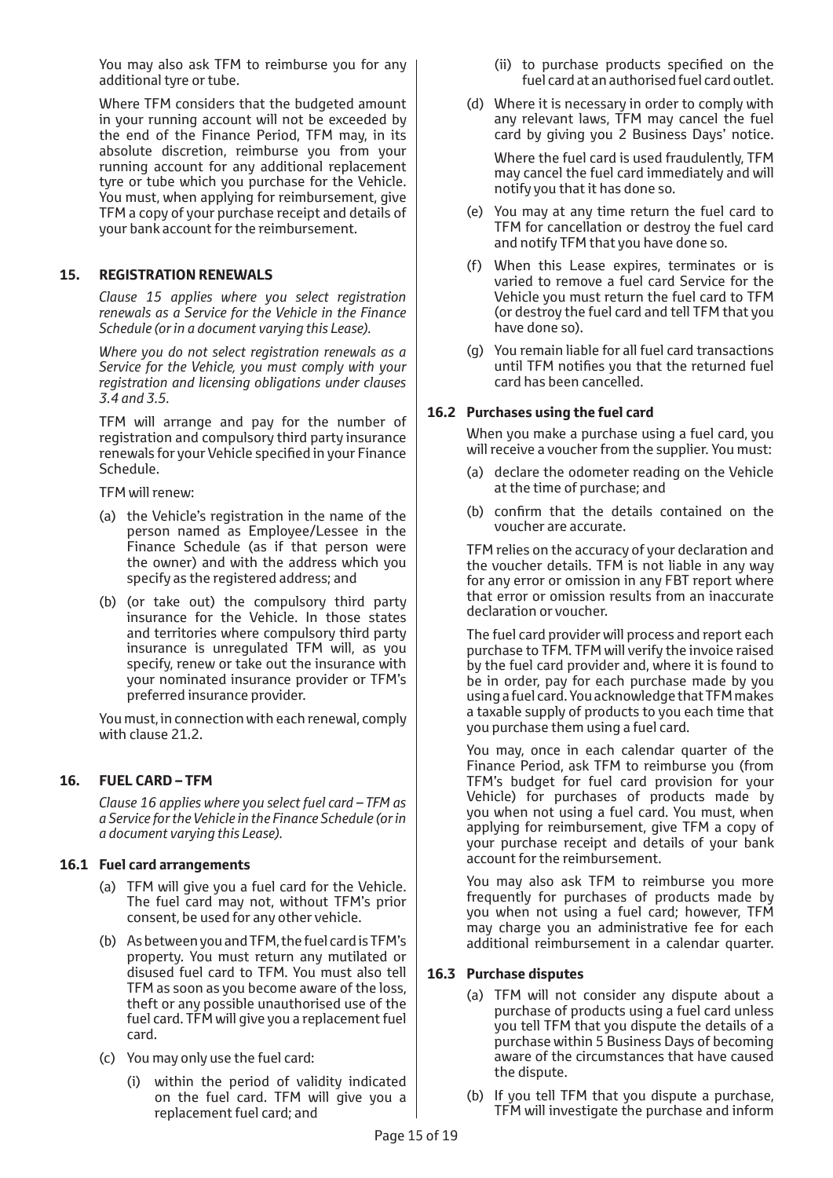You may also ask TFM to reimburse you for any additional tyre or tube.

Where TFM considers that the budgeted amount in your running account will not be exceeded by the end of the Finance Period, TFM may, in its absolute discretion, reimburse you from your running account for any additional replacement tyre or tube which you purchase for the Vehicle. You must, when applying for reimbursement, give TFM a copy of your purchase receipt and details of your bank account for the reimbursement.

## 15. REGISTRATION RENEWALS

*Clause 15 applies where you select registration renewals as a Service for the Vehicle in the Finance Schedule (or in a document varying this Lease).*

*Where you do not select registration renewals as a Service for the Vehicle, you must comply with your registration and licensing obligations under clauses 3.4 and 3.5.*

TFM will arrange and pay for the number of registration and compulsory third party insurance renewals for your Vehicle specified in your Finance Schedule.

TFM will renew:

(a) the Vehicle's registration in the name of the person named as Employee/Lessee in the Finance Schedule (as if that person were the owner) and with the address which you specify as the registered address; and

(b) (or take out) the compulsory third party insurance for the Vehicle. In those states and territories where compulsory third party insurance is unregulated TFM will, as you specify, renew or take out the insurance with your nominated insurance provider or TFM's preferred insurance provider.

You must, in connection with each renewal, comply with clause 21.2.

## 16. FUEL CARD – TFM

*Clause 16 applies where you select fuel card – TFM as a Service for the Vehicle in the Finance Schedule (or in a document varying this Lease).*

### 16.1 Fuel card arrangements

(a) TFM will give you a fuel card for the Vehicle. The fuel card may not, without TFM's prior consent, be used for any other vehicle.

(b) As between you and TFM, the fuel card is TFM's property. You must return any mutilated or disused fuel card to TFM. You must also tell TFM as soon as you become aware of the loss, theft or any possible unauthorised use of the fuel card. TFM will give you a replacement fuel card.

(c) You may only use the fuel card:

  (i) within the period of validity indicated on the fuel card. TFM will give you a replacement fuel card; and

  (ii) to purchase products specified on the fuel card at an authorised fuel card outlet.

(d) Where it is necessary in order to comply with any relevant laws, TFM may cancel the fuel card by giving you 2 Business Days' notice.

  Where the fuel card is used fraudulently, TFM may cancel the fuel card immediately and will notify you that it has done so.

(e) You may at any time return the fuel card to TFM for cancellation or destroy the fuel card and notify TFM that you have done so.

(f) When this Lease expires, terminates or is varied to remove a fuel card Service for the Vehicle you must return the fuel card to TFM (or destroy the fuel card and tell TFM that you have done so).

(g) You remain liable for all fuel card transactions until TFM notifies you that the returned fuel card has been cancelled.

### 16.2 Purchases using the fuel card

When you make a purchase using a fuel card, you will receive a voucher from the supplier. You must:

(a) declare the odometer reading on the Vehicle at the time of purchase; and

(b) confirm that the details contained on the voucher are accurate.

TFM relies on the accuracy of your declaration and the voucher details. TFM is not liable in any way for any error or omission in any FBT report where that error or omission results from an inaccurate declaration or voucher.

The fuel card provider will process and report each purchase to TFM. TFM will verify the invoice raised by the fuel card provider and, where it is found to be in order, pay for each purchase made by you using a fuel card. You acknowledge that TFM makes a taxable supply of products to you each time that you purchase them using a fuel card.

You may, once in each calendar quarter of the Finance Period, ask TFM to reimburse you (from TFM's budget for fuel card provision for your Vehicle) for purchases of products made by you when not using a fuel card. You must, when applying for reimbursement, give TFM a copy of your purchase receipt and details of your bank account for the reimbursement.

You may also ask TFM to reimburse you more frequently for purchases of products made by you when not using a fuel card; however, TFM may charge you an administrative fee for each additional reimbursement in a calendar quarter.

### 16.3 Purchase disputes

(a) TFM will not consider any dispute about a purchase of products using a fuel card unless you tell TFM that you dispute the details of a purchase within 5 Business Days of becoming aware of the circumstances that have caused the dispute.

(b) If you tell TFM that you dispute a purchase, TFM will investigate the purchase and inform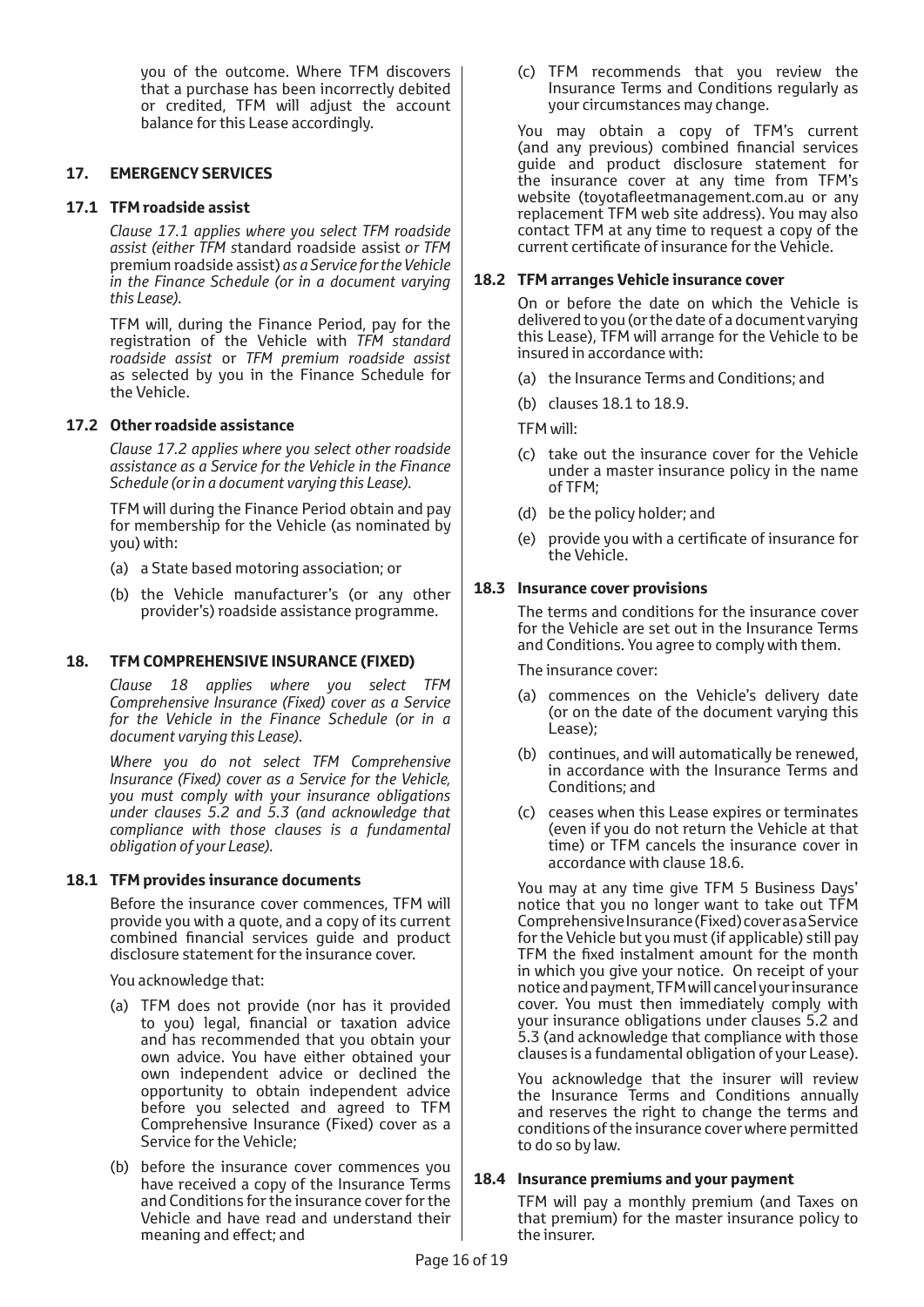you of the outcome. Where TFM discovers that a purchase has been incorrectly debited or credited, TFM will adjust the account balance for this Lease accordingly.

## 17. EMERGENCY SERVICES

### 17.1 TFM roadside assist

*Clause 17.1 applies where you select TFM roadside assist (either TFM* standard roadside assist *or TFM* premium roadside assist) *as a Service for the Vehicle in the Finance Schedule (or in a document varying this Lease).*

TFM will, during the Finance Period, pay for the registration of the Vehicle with *TFM standard roadside assist* or *TFM premium roadside assist* as selected by you in the Finance Schedule for the Vehicle.

### 17.2 Other roadside assistance

*Clause 17.2 applies where you select other roadside assistance as a Service for the Vehicle in the Finance Schedule (or in a document varying this Lease).*

TFM will during the Finance Period obtain and pay for membership for the Vehicle (as nominated by you) with:

(a) a State based motoring association; or

(b) the Vehicle manufacturer's (or any other provider's) roadside assistance programme.

## 18. TFM COMPREHENSIVE INSURANCE (FIXED)

*Clause 18 applies where you select TFM Comprehensive Insurance (Fixed) cover as a Service for the Vehicle in the Finance Schedule (or in a document varying this Lease).*

*Where you do not select TFM Comprehensive Insurance (Fixed) cover as a Service for the Vehicle, you must comply with your insurance obligations under clauses 5.2 and 5.3 (and acknowledge that compliance with those clauses is a fundamental obligation of your Lease).*

### 18.1 TFM provides insurance documents

Before the insurance cover commences, TFM will provide you with a quote, and a copy of its current combined financial services guide and product disclosure statement for the insurance cover.

You acknowledge that:

(a) TFM does not provide (nor has it provided to you) legal, financial or taxation advice and has recommended that you obtain your own advice. You have either obtained your own independent advice or declined the opportunity to obtain independent advice before you selected and agreed to TFM Comprehensive Insurance (Fixed) cover as a Service for the Vehicle;

(b) before the insurance cover commences you have received a copy of the Insurance Terms and Conditions for the insurance cover for the Vehicle and have read and understand their meaning and effect; and

(c) TFM recommends that you review the Insurance Terms and Conditions regularly as your circumstances may change.

You may obtain a copy of TFM's current (and any previous) combined financial services guide and product disclosure statement for the insurance cover at any time from TFM's website (toyotafleetmanagement.com.au or any replacement TFM web site address). You may also contact TFM at any time to request a copy of the current certificate of insurance for the Vehicle.

### 18.2 TFM arranges Vehicle insurance cover

On or before the date on which the Vehicle is delivered to you (or the date of a document varying this Lease), TFM will arrange for the Vehicle to be insured in accordance with:

(a) the Insurance Terms and Conditions; and

(b) clauses 18.1 to 18.9.

TFM will:

(c) take out the insurance cover for the Vehicle under a master insurance policy in the name of TFM;

(d) be the policy holder; and

(e) provide you with a certificate of insurance for the Vehicle.

### 18.3 Insurance cover provisions

The terms and conditions for the insurance cover for the Vehicle are set out in the Insurance Terms and Conditions. You agree to comply with them.

The insurance cover:

(a) commences on the Vehicle's delivery date (or on the date of the document varying this Lease);

(b) continues, and will automatically be renewed, in accordance with the Insurance Terms and Conditions; and

(c) ceases when this Lease expires or terminates (even if you do not return the Vehicle at that time) or TFM cancels the insurance cover in accordance with clause 18.6.

You may at any time give TFM 5 Business Days' notice that you no longer want to take out TFM Comprehensive Insurance (Fixed) cover as a Service for the Vehicle but you must (if applicable) still pay TFM the fixed instalment amount for the month in which you give your notice. On receipt of your notice and payment, TFM will cancel your insurance cover. You must then immediately comply with your insurance obligations under clauses 5.2 and 5.3 (and acknowledge that compliance with those clauses is a fundamental obligation of your Lease).

You acknowledge that the insurer will review the Insurance Terms and Conditions annually and reserves the right to change the terms and conditions of the insurance cover where permitted to do so by law.

### 18.4 Insurance premiums and your payment

TFM will pay a monthly premium (and Taxes on that premium) for the master insurance policy to the insurer.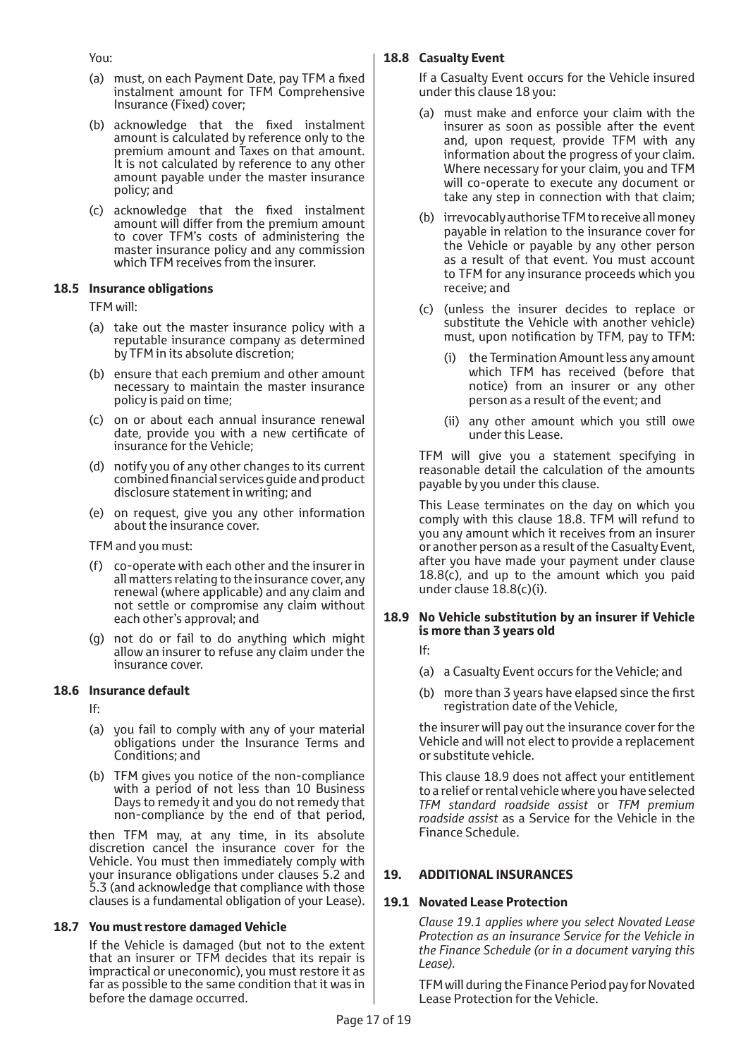You:

(a) must, on each Payment Date, pay TFM a fixed instalment amount for TFM Comprehensive Insurance (Fixed) cover;

(b) acknowledge that the fixed instalment amount is calculated by reference only to the premium amount and Taxes on that amount. It is not calculated by reference to any other amount payable under the master insurance policy; and

(c) acknowledge that the fixed instalment amount will differ from the premium amount to cover TFM's costs of administering the master insurance policy and any commission which TFM receives from the insurer.

### 18.5 Insurance obligations

TFM will:

(a) take out the master insurance policy with a reputable insurance company as determined by TFM in its absolute discretion;

(b) ensure that each premium and other amount necessary to maintain the master insurance policy is paid on time;

(c) on or about each annual insurance renewal date, provide you with a new certificate of insurance for the Vehicle;

(d) notify you of any other changes to its current combined financial services guide and product disclosure statement in writing; and

(e) on request, give you any other information about the insurance cover.

TFM and you must:

(f) co-operate with each other and the insurer in all matters relating to the insurance cover, any renewal (where applicable) and any claim and not settle or compromise any claim without each other's approval; and

(g) not do or fail to do anything which might allow an insurer to refuse any claim under the insurance cover.

### 18.6 Insurance default

If:

(a) you fail to comply with any of your material obligations under the Insurance Terms and Conditions; and

(b) TFM gives you notice of the non-compliance with a period of not less than 10 Business Days to remedy it and you do not remedy that non-compliance by the end of that period,

then TFM may, at any time, in its absolute discretion cancel the insurance cover for the Vehicle. You must then immediately comply with your insurance obligations under clauses 5.2 and 5.3 (and acknowledge that compliance with those clauses is a fundamental obligation of your Lease).

### 18.7 You must restore damaged Vehicle

If the Vehicle is damaged (but not to the extent that an insurer or TFM decides that its repair is impractical or uneconomic), you must restore it as far as possible to the same condition that it was in before the damage occurred.

### 18.8 Casualty Event

If a Casualty Event occurs for the Vehicle insured under this clause 18 you:

(a) must make and enforce your claim with the insurer as soon as possible after the event and, upon request, provide TFM with any information about the progress of your claim. Where necessary for your claim, you and TFM will co-operate to execute any document or take any step in connection with that claim;

(b) irrevocably authorise TFM to receive all money payable in relation to the insurance cover for the Vehicle or payable by any other person as a result of that event. You must account to TFM for any insurance proceeds which you receive; and

(c) (unless the insurer decides to replace or substitute the Vehicle with another vehicle) must, upon notification by TFM, pay to TFM:

  (i) the Termination Amount less any amount which TFM has received (before that notice) from an insurer or any other person as a result of the event; and

  (ii) any other amount which you still owe under this Lease.

TFM will give you a statement specifying in reasonable detail the calculation of the amounts payable by you under this clause.

This Lease terminates on the day on which you comply with this clause 18.8. TFM will refund to you any amount which it receives from an insurer or another person as a result of the Casualty Event, after you have made your payment under clause 18.8(c), and up to the amount which you paid under clause 18.8(c)(i).

### 18.9 No Vehicle substitution by an insurer if Vehicle is more than 3 years old

If:

(a) a Casualty Event occurs for the Vehicle; and

(b) more than 3 years have elapsed since the first registration date of the Vehicle,

the insurer will pay out the insurance cover for the Vehicle and will not elect to provide a replacement or substitute vehicle.

This clause 18.9 does not affect your entitlement to a relief or rental vehicle where you have selected *TFM standard roadside assist* or *TFM premium roadside assist* as a Service for the Vehicle in the Finance Schedule.

## 19. ADDITIONAL INSURANCES

### 19.1 Novated Lease Protection

*Clause 19.1 applies where you select Novated Lease Protection as an insurance Service for the Vehicle in the Finance Schedule (or in a document varying this Lease).*

TFM will during the Finance Period pay for Novated Lease Protection for the Vehicle.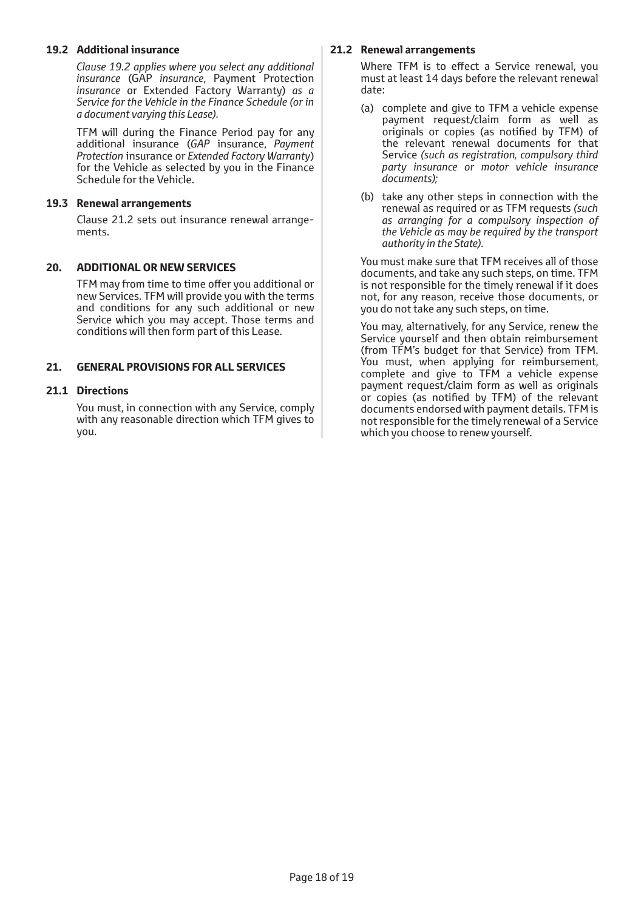### 19.2 Additional insurance

*Clause 19.2 applies where you select any additional insurance* (GAP *insurance*, Payment Protection *insurance* or Extended Factory Warranty) *as a Service for the Vehicle in the Finance Schedule (or in a document varying this Lease).*

TFM will during the Finance Period pay for any additional insurance (*GAP* insurance, *Payment Protection* insurance or *Extended Factory Warranty*) for the Vehicle as selected by you in the Finance Schedule for the Vehicle.

### 19.3 Renewal arrangements

Clause 21.2 sets out insurance renewal arrangements.

## 20. ADDITIONAL OR NEW SERVICES

TFM may from time to time offer you additional or new Services. TFM will provide you with the terms and conditions for any such additional or new Service which you may accept. Those terms and conditions will then form part of this Lease.

## 21. GENERAL PROVISIONS FOR ALL SERVICES

### 21.1 Directions

You must, in connection with any Service, comply with any reasonable direction which TFM gives to you.

### 21.2 Renewal arrangements

Where TFM is to effect a Service renewal, you must at least 14 days before the relevant renewal date:

(a) complete and give to TFM a vehicle expense payment request/claim form as well as originals or copies (as notified by TFM) of the relevant renewal documents for that Service *(such as registration, compulsory third party insurance or motor vehicle insurance documents);*

(b) take any other steps in connection with the renewal as required or as TFM requests *(such as arranging for a compulsory inspection of the Vehicle as may be required by the transport authority in the State).*

You must make sure that TFM receives all of those documents, and take any such steps, on time. TFM is not responsible for the timely renewal if it does not, for any reason, receive those documents, or you do not take any such steps, on time.

You may, alternatively, for any Service, renew the Service yourself and then obtain reimbursement (from TFM's budget for that Service) from TFM. You must, when applying for reimbursement, complete and give to TFM a vehicle expense payment request/claim form as well as originals or copies (as notified by TFM) of the relevant documents endorsed with payment details. TFM is not responsible for the timely renewal of a Service which you choose to renew yourself.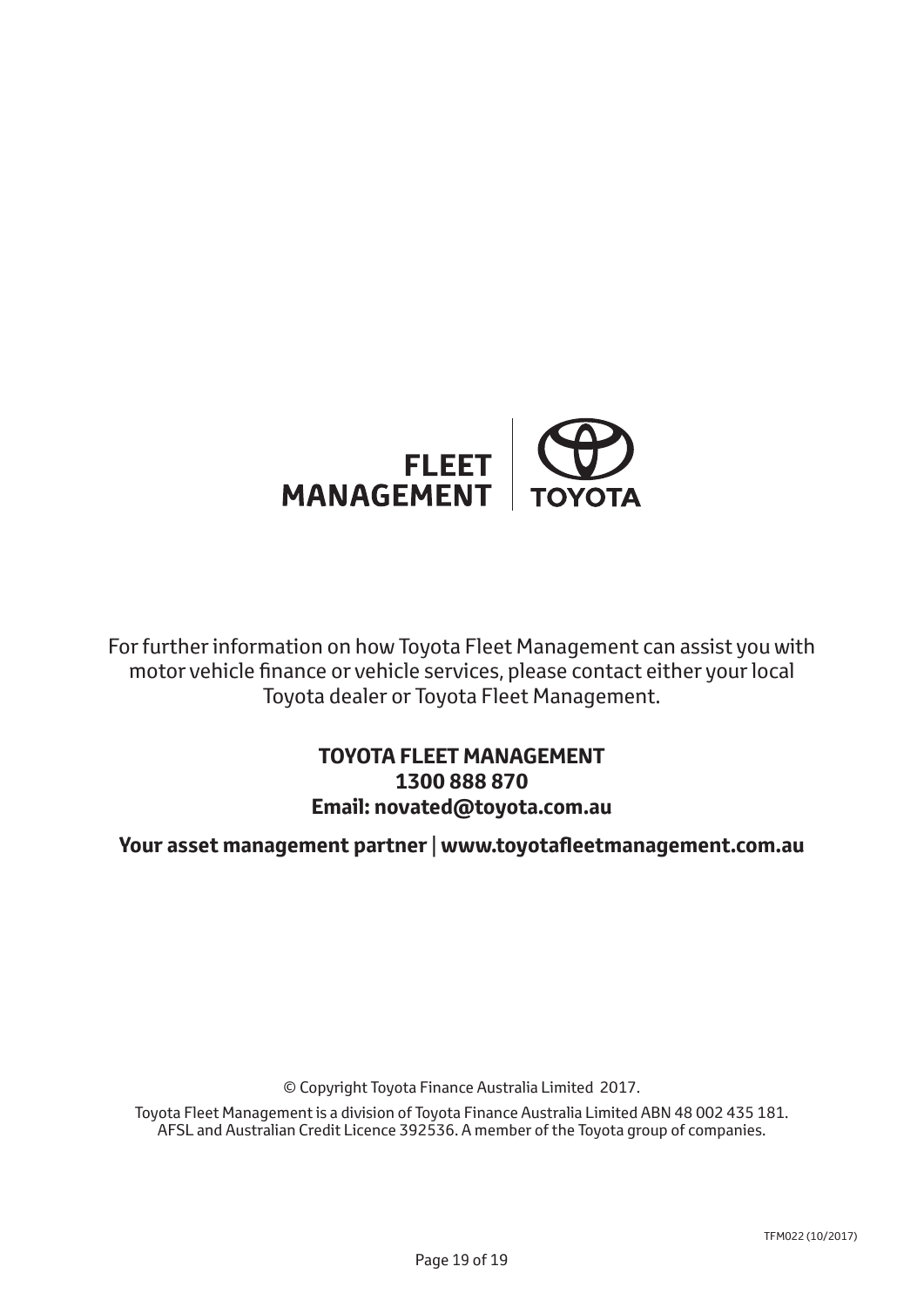FLEET MANAGEMENT | TOYOTA

For further information on how Toyota Fleet Management can assist you with motor vehicle finance or vehicle services, please contact either your local Toyota dealer or Toyota Fleet Management.

**TOYOTA FLEET MANAGEMENT**
**1300 888 870**
**Email: novated@toyota.com.au**

**Your asset management partner | www.toyotafleetmanagement.com.au**

© Copyright Toyota Finance Australia Limited 2017.

Toyota Fleet Management is a division of Toyota Finance Australia Limited ABN 48 002 435 181. AFSL and Australian Credit Licence 392536. A member of the Toyota group of companies.

TFM022 (10/2017)